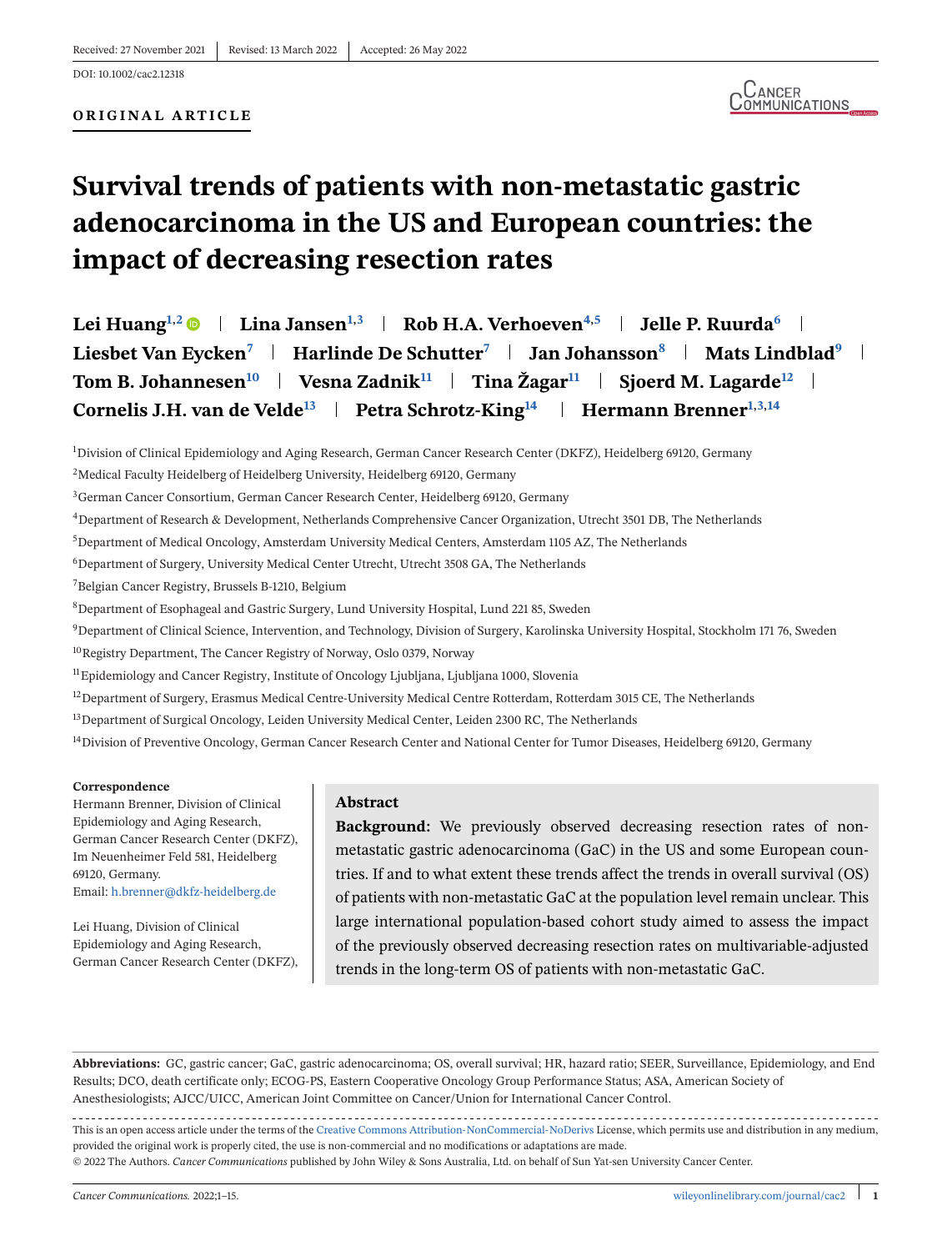Received: 27 November 2021 | Revised: 13 March 2022 | Accepted: 26 May 2022

DOI: 10.1002/cac2.12318

**ORIGINAL ARTICLE**

# Survival trends of patients with non-metastatic gastric adenocarcinoma in the US and European countries: the impact of decreasing resection rates

**Lei Huang**[1,2] | **Lina Jansen**[1,3] | **Rob H.A. Verhoeven**[4,5] | **Jelle P. Ruurda**[6] | **Liesbet Van Eycken**[7] | **Harlinde De Schutter**[7] | **Jan Johansson**[8] | **Mats Lindblad**[9] | **Tom B. Johannesen**[10] | **Vesna Zadnik**[11] | **Tina Žagar**[11] | **Sjoerd M. Lagarde**[12] | **Cornelis J.H. van de Velde**[13] | **Petra Schrotz-King**[14] | **Hermann Brenner**[1,3,14]

[1]Division of Clinical Epidemiology and Aging Research, German Cancer Research Center (DKFZ), Heidelberg 69120, Germany

[2]Medical Faculty Heidelberg of Heidelberg University, Heidelberg 69120, Germany

[3]German Cancer Consortium, German Cancer Research Center, Heidelberg 69120, Germany

[4]Department of Research & Development, Netherlands Comprehensive Cancer Organization, Utrecht 3501 DB, The Netherlands

[5]Department of Medical Oncology, Amsterdam University Medical Centers, Amsterdam 1105 AZ, The Netherlands

[6]Department of Surgery, University Medical Center Utrecht, Utrecht 3508 GA, The Netherlands

[7]Belgian Cancer Registry, Brussels B-1210, Belgium

[8]Department of Esophageal and Gastric Surgery, Lund University Hospital, Lund 221 85, Sweden

[9]Department of Clinical Science, Intervention, and Technology, Division of Surgery, Karolinska University Hospital, Stockholm 171 76, Sweden

[10]Registry Department, The Cancer Registry of Norway, Oslo 0379, Norway

[11]Epidemiology and Cancer Registry, Institute of Oncology Ljubljana, Ljubljana 1000, Slovenia

[12]Department of Surgery, Erasmus Medical Centre-University Medical Centre Rotterdam, Rotterdam 3015 CE, The Netherlands

[13]Department of Surgical Oncology, Leiden University Medical Center, Leiden 2300 RC, The Netherlands

[14]Division of Preventive Oncology, German Cancer Research Center and National Center for Tumor Diseases, Heidelberg 69120, Germany

**Correspondence**

Hermann Brenner, Division of Clinical Epidemiology and Aging Research, German Cancer Research Center (DKFZ), Im Neuenheimer Feld 581, Heidelberg 69120, Germany.
Email: h.brenner@dkfz-heidelberg.de

Lei Huang, Division of Clinical Epidemiology and Aging Research, German Cancer Research Center (DKFZ),

## Abstract

**Background:** We previously observed decreasing resection rates of non-metastatic gastric adenocarcinoma (GaC) in the US and some European countries. If and to what extent these trends affect the trends in overall survival (OS) of patients with non-metastatic GaC at the population level remain unclear. This large international population-based cohort study aimed to assess the impact of the previously observed decreasing resection rates on multivariable-adjusted trends in the long-term OS of patients with non-metastatic GaC.

**Abbreviations:** GC, gastric cancer; GaC, gastric adenocarcinoma; OS, overall survival; HR, hazard ratio; SEER, Surveillance, Epidemiology, and End Results; DCO, death certificate only; ECOG-PS, Eastern Cooperative Oncology Group Performance Status; ASA, American Society of Anesthesiologists; AJCC/UICC, American Joint Committee on Cancer/Union for International Cancer Control.

This is an open access article under the terms of the Creative Commons Attribution-NonCommercial-NoDerivs License, which permits use and distribution in any medium, provided the original work is properly cited, the use is non-commercial and no modifications or adaptations are made.
© 2022 The Authors. *Cancer Communications* published by John Wiley & Sons Australia, Ltd. on behalf of Sun Yat-sen University Cancer Center.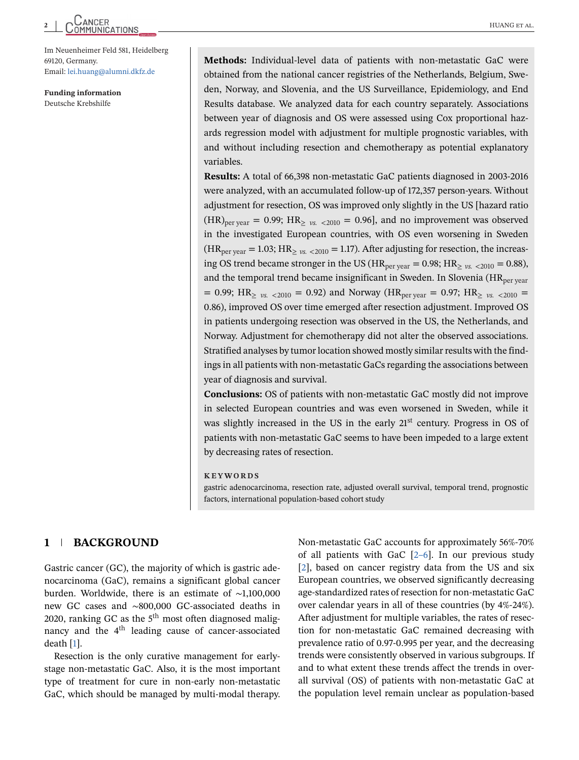Im Neuenheimer Feld 581, Heidelberg 69120, Germany.
Email: lei.huang@alumni.dkfz.de

**Funding information**
Deutsche Krebshilfe

**Methods:** Individual-level data of patients with non-metastatic GaC were obtained from the national cancer registries of the Netherlands, Belgium, Sweden, Norway, and Slovenia, and the US Surveillance, Epidemiology, and End Results database. We analyzed data for each country separately. Associations between year of diagnosis and OS were assessed using Cox proportional hazards regression model with adjustment for multiple prognostic variables, with and without including resection and chemotherapy as potential explanatory variables.

**Results:** A total of 66,398 non-metastatic GaC patients diagnosed in 2003-2016 were analyzed, with an accumulated follow-up of 172,357 person-years. Without adjustment for resection, OS was improved only slightly in the US [hazard ratio $(HR)_{per\ year}$ = 0.99; $HR_{\geq\ vs.\ <2010}$ = 0.96], and no improvement was observed in the investigated European countries, with OS even worsening in Sweden ($HR_{per\ year}$ = 1.03; $HR_{\geq\ vs.\ <2010}$ = 1.17). After adjusting for resection, the increasing OS trend became stronger in the US ($HR_{per\ year}$ = 0.98; $HR_{\geq\ vs.\ <2010}$ = 0.88), and the temporal trend became insignificant in Sweden. In Slovenia ($HR_{per\ year}$ = 0.99; $HR_{\geq\ vs.\ <2010}$ = 0.92) and Norway ($HR_{per\ year}$ = 0.97; $HR_{\geq\ vs.\ <2010}$ = 0.86), improved OS over time emerged after resection adjustment. Improved OS in patients undergoing resection was observed in the US, the Netherlands, and Norway. Adjustment for chemotherapy did not alter the observed associations. Stratified analyses by tumor location showed mostly similar results with the findings in all patients with non-metastatic GaCs regarding the associations between year of diagnosis and survival.

**Conclusions:** OS of patients with non-metastatic GaC mostly did not improve in selected European countries and was even worsened in Sweden, while it was slightly increased in the US in the early 21st century. Progress in OS of patients with non-metastatic GaC seems to have been impeded to a large extent by decreasing rates of resection.

**KEYWORDS**
gastric adenocarcinoma, resection rate, adjusted overall survival, temporal trend, prognostic factors, international population-based cohort study

## 1 | BACKGROUND

Gastric cancer (GC), the majority of which is gastric adenocarcinoma (GaC), remains a significant global cancer burden. Worldwide, there is an estimate of ~1,100,000 new GC cases and ~800,000 GC-associated deaths in 2020, ranking GC as the 5th most often diagnosed malignancy and the 4th leading cause of cancer-associated death [1].

Resection is the only curative management for early-stage non-metastatic GaC. Also, it is the most important type of treatment for cure in non-early non-metastatic GaC, which should be managed by multi-modal therapy. Non-metastatic GaC accounts for approximately 56%-70% of all patients with GaC [2–6]. In our previous study [2], based on cancer registry data from the US and six European countries, we observed significantly decreasing age-standardized rates of resection for non-metastatic GaC over calendar years in all of these countries (by 4%-24%). After adjustment for multiple variables, the rates of resection for non-metastatic GaC remained decreasing with prevalence ratio of 0.97-0.995 per year, and the decreasing trends were consistently observed in various subgroups. If and to what extent these trends affect the trends in overall survival (OS) of patients with non-metastatic GaC at the population level remain unclear as population-based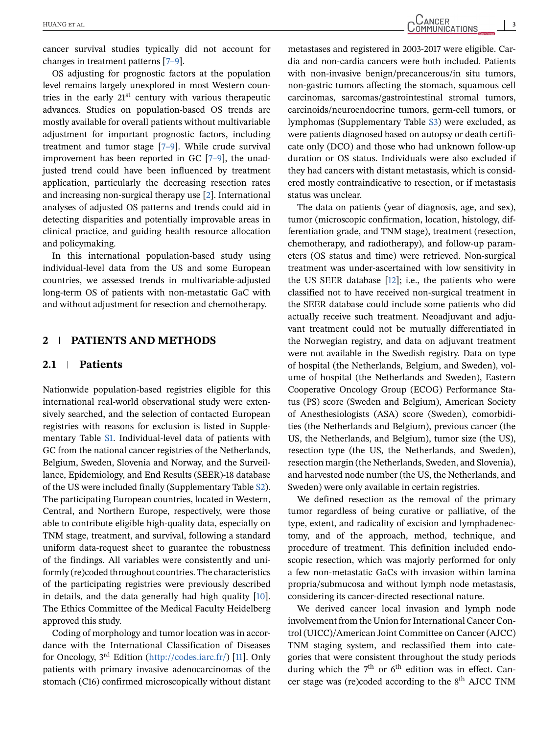cancer survival studies typically did not account for changes in treatment patterns [7–9].

OS adjusting for prognostic factors at the population level remains largely unexplored in most Western countries in the early 21st century with various therapeutic advances. Studies on population-based OS trends are mostly available for overall patients without multivariable adjustment for important prognostic factors, including treatment and tumor stage [7–9]. While crude survival improvement has been reported in GC [7–9], the unadjusted trend could have been influenced by treatment application, particularly the decreasing resection rates and increasing non-surgical therapy use [2]. International analyses of adjusted OS patterns and trends could aid in detecting disparities and potentially improvable areas in clinical practice, and guiding health resource allocation and policymaking.

In this international population-based study using individual-level data from the US and some European countries, we assessed trends in multivariable-adjusted long-term OS of patients with non-metastatic GaC with and without adjustment for resection and chemotherapy.

## 2 | PATIENTS AND METHODS

### 2.1 | Patients

Nationwide population-based registries eligible for this international real-world observational study were extensively searched, and the selection of contacted European registries with reasons for exclusion is listed in Supplementary Table S1. Individual-level data of patients with GC from the national cancer registries of the Netherlands, Belgium, Sweden, Slovenia and Norway, and the Surveillance, Epidemiology, and End Results (SEER)-18 database of the US were included finally (Supplementary Table S2). The participating European countries, located in Western, Central, and Northern Europe, respectively, were those able to contribute eligible high-quality data, especially on TNM stage, treatment, and survival, following a standard uniform data-request sheet to guarantee the robustness of the findings. All variables were consistently and uniformly (re)coded throughout countries. The characteristics of the participating registries were previously described in details, and the data generally had high quality [10]. The Ethics Committee of the Medical Faculty Heidelberg approved this study.

Coding of morphology and tumor location was in accordance with the International Classification of Diseases for Oncology, 3rd Edition (http://codes.iarc.fr/) [11]. Only patients with primary invasive adenocarcinomas of the stomach (C16) confirmed microscopically without distant metastases and registered in 2003-2017 were eligible. Cardia and non-cardia cancers were both included. Patients with non-invasive benign/precancerous/in situ tumors, non-gastric tumors affecting the stomach, squamous cell carcinomas, sarcomas/gastrointestinal stromal tumors, carcinoids/neuroendocrine tumors, germ-cell tumors, or lymphomas (Supplementary Table S3) were excluded, as were patients diagnosed based on autopsy or death certificate only (DCO) and those who had unknown follow-up duration or OS status. Individuals were also excluded if they had cancers with distant metastasis, which is considered mostly contraindicative to resection, or if metastasis status was unclear.

The data on patients (year of diagnosis, age, and sex), tumor (microscopic confirmation, location, histology, differentiation grade, and TNM stage), treatment (resection, chemotherapy, and radiotherapy), and follow-up parameters (OS status and time) were retrieved. Non-surgical treatment was under-ascertained with low sensitivity in the US SEER database [12]; i.e., the patients who were classified not to have received non-surgical treatment in the SEER database could include some patients who did actually receive such treatment. Neoadjuvant and adjuvant treatment could not be mutually differentiated in the Norwegian registry, and data on adjuvant treatment were not available in the Swedish registry. Data on type of hospital (the Netherlands, Belgium, and Sweden), volume of hospital (the Netherlands and Sweden), Eastern Cooperative Oncology Group (ECOG) Performance Status (PS) score (Sweden and Belgium), American Society of Anesthesiologists (ASA) score (Sweden), comorbidities (the Netherlands and Belgium), previous cancer (the US, the Netherlands, and Belgium), tumor size (the US), resection type (the US, the Netherlands, and Sweden), resection margin (the Netherlands, Sweden, and Slovenia), and harvested node number (the US, the Netherlands, and Sweden) were only available in certain registries.

We defined resection as the removal of the primary tumor regardless of being curative or palliative, of the type, extent, and radicality of excision and lymphadenectomy, and of the approach, method, technique, and procedure of treatment. This definition included endoscopic resection, which was majorly performed for only a few non-metastatic GaCs with invasion within lamina propria/submucosa and without lymph node metastasis, considering its cancer-directed resectional nature.

We derived cancer local invasion and lymph node involvement from the Union for International Cancer Control (UICC)/American Joint Committee on Cancer (AJCC) TNM staging system, and reclassified them into categories that were consistent throughout the study periods during which the 7th or 6th edition was in effect. Cancer stage was (re)coded according to the 8th AJCC TNM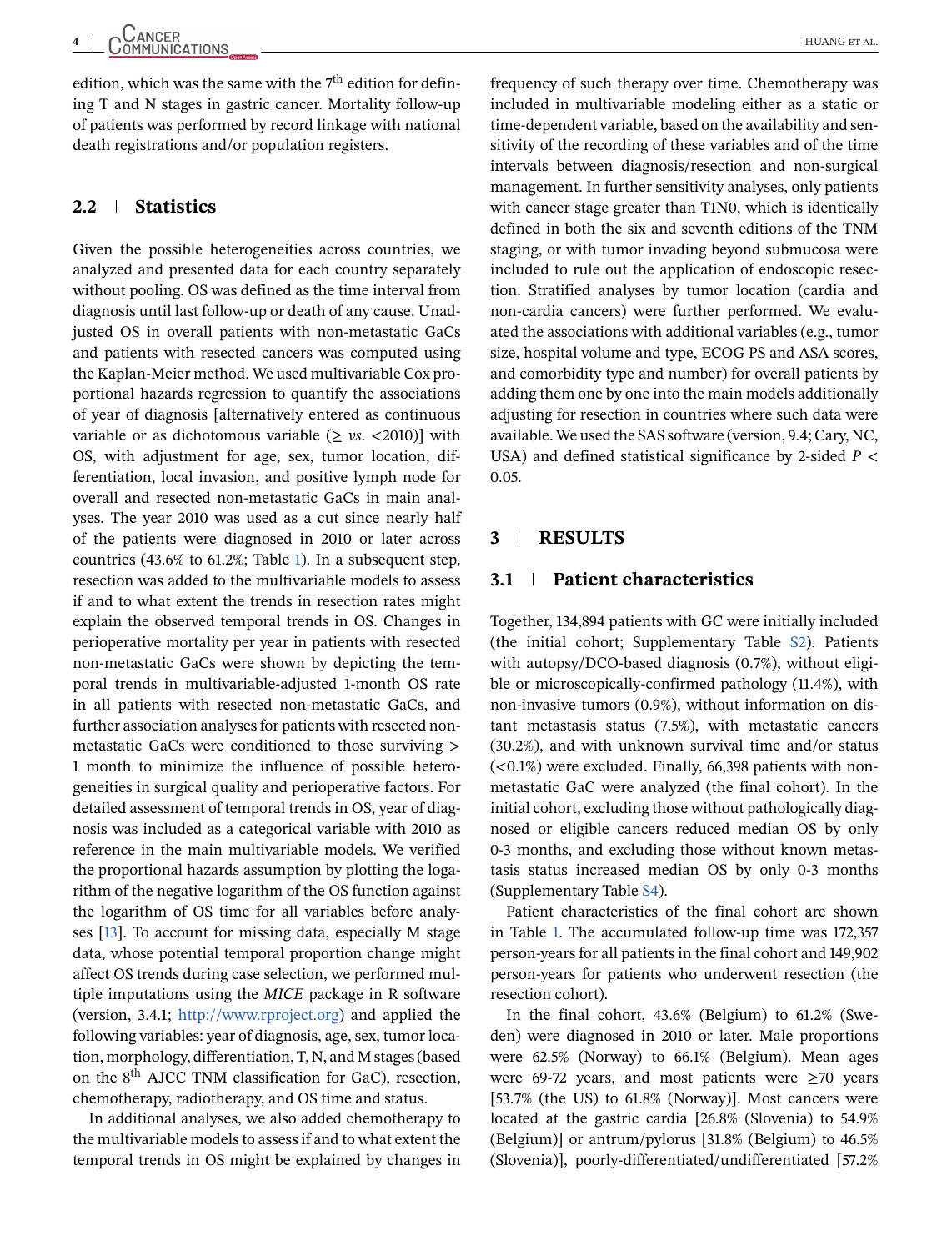edition, which was the same with the 7th edition for defining T and N stages in gastric cancer. Mortality follow-up of patients was performed by record linkage with national death registrations and/or population registers.

### 2.2 | Statistics

Given the possible heterogeneities across countries, we analyzed and presented data for each country separately without pooling. OS was defined as the time interval from diagnosis until last follow-up or death of any cause. Unadjusted OS in overall patients with non-metastatic GaCs and patients with resected cancers was computed using the Kaplan-Meier method. We used multivariable Cox proportional hazards regression to quantify the associations of year of diagnosis [alternatively entered as continuous variable or as dichotomous variable (≥ *vs.* <2010)] with OS, with adjustment for age, sex, tumor location, differentiation, local invasion, and positive lymph node for overall and resected non-metastatic GaCs in main analyses. The year 2010 was used as a cut since nearly half of the patients were diagnosed in 2010 or later across countries (43.6% to 61.2%; Table 1). In a subsequent step, resection was added to the multivariable models to assess if and to what extent the trends in resection rates might explain the observed temporal trends in OS. Changes in perioperative mortality per year in patients with resected non-metastatic GaCs were shown by depicting the temporal trends in multivariable-adjusted 1-month OS rate in all patients with resected non-metastatic GaCs, and further association analyses for patients with resected non-metastatic GaCs were conditioned to those surviving > 1 month to minimize the influence of possible heterogeneities in surgical quality and perioperative factors. For detailed assessment of temporal trends in OS, year of diagnosis was included as a categorical variable with 2010 as reference in the main multivariable models. We verified the proportional hazards assumption by plotting the logarithm of the negative logarithm of the OS function against the logarithm of OS time for all variables before analyses [13]. To account for missing data, especially M stage data, whose potential temporal proportion change might affect OS trends during case selection, we performed multiple imputations using the *MICE* package in R software (version, 3.4.1; http://www.rproject.org) and applied the following variables: year of diagnosis, age, sex, tumor location, morphology, differentiation, T, N, and M stages (based on the 8th AJCC TNM classification for GaC), resection, chemotherapy, radiotherapy, and OS time and status.

In additional analyses, we also added chemotherapy to the multivariable models to assess if and to what extent the temporal trends in OS might be explained by changes in frequency of such therapy over time. Chemotherapy was included in multivariable modeling either as a static or time-dependent variable, based on the availability and sensitivity of the recording of these variables and of the time intervals between diagnosis/resection and non-surgical management. In further sensitivity analyses, only patients with cancer stage greater than T1N0, which is identically defined in both the six and seventh editions of the TNM staging, or with tumor invading beyond submucosa were included to rule out the application of endoscopic resection. Stratified analyses by tumor location (cardia and non-cardia cancers) were further performed. We evaluated the associations with additional variables (e.g., tumor size, hospital volume and type, ECOG PS and ASA scores, and comorbidity type and number) for overall patients by adding them one by one into the main models additionally adjusting for resection in countries where such data were available. We used the SAS software (version, 9.4; Cary, NC, USA) and defined statistical significance by 2-sided $P < 0.05$.

## 3 | RESULTS

### 3.1 | Patient characteristics

Together, 134,894 patients with GC were initially included (the initial cohort; Supplementary Table S2). Patients with autopsy/DCO-based diagnosis (0.7%), without eligible or microscopically-confirmed pathology (11.4%), with non-invasive tumors (0.9%), without information on distant metastasis status (7.5%), with metastatic cancers (30.2%), and with unknown survival time and/or status (<0.1%) were excluded. Finally, 66,398 patients with non-metastatic GaC were analyzed (the final cohort). In the initial cohort, excluding those without pathologically diagnosed or eligible cancers reduced median OS by only 0-3 months, and excluding those without known metastasis status increased median OS by only 0-3 months (Supplementary Table S4).

Patient characteristics of the final cohort are shown in Table 1. The accumulated follow-up time was 172,357 person-years for all patients in the final cohort and 149,902 person-years for patients who underwent resection (the resection cohort).

In the final cohort, 43.6% (Belgium) to 61.2% (Sweden) were diagnosed in 2010 or later. Male proportions were 62.5% (Norway) to 66.1% (Belgium). Mean ages were 69-72 years, and most patients were ≥70 years [53.7% (the US) to 61.8% (Norway)]. Most cancers were located at the gastric cardia [26.8% (Slovenia) to 54.9% (Belgium)] or antrum/pylorus [31.8% (Belgium) to 46.5% (Slovenia)], poorly-differentiated/undifferentiated [57.2%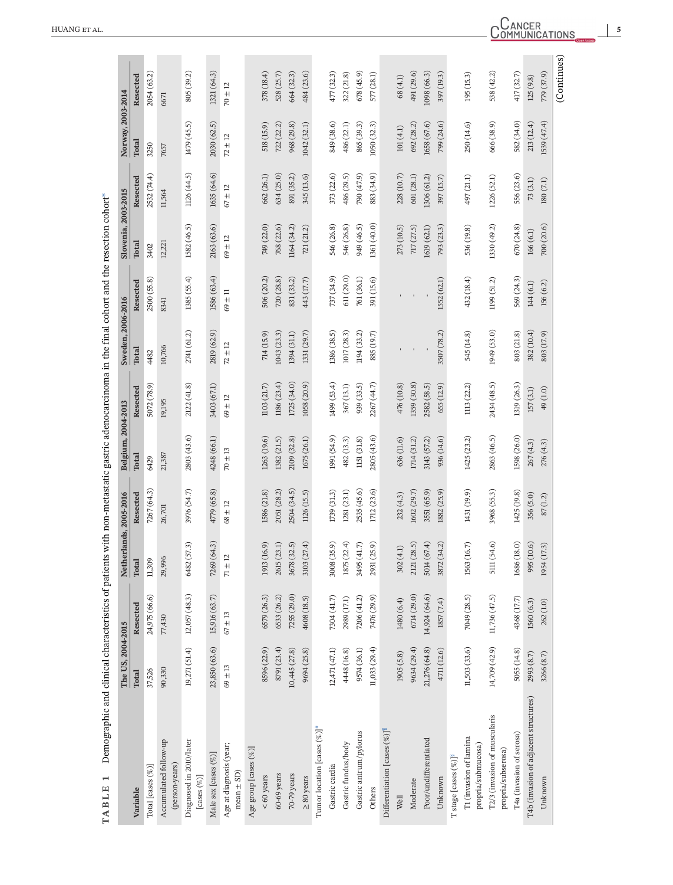**TABLE 1** Demographic and clinical characteristics of patients with non-metastatic gastric adenocarcinoma in the final cohort and the resection cohort*

| Variable | The US, 2004-2015 | | Netherlands, 2005-2016 | | Belgium, 2004-2013 | | Sweden, 2006-2016 | | Slovenia, 2003-2015 | | Norway, 2003-2014 | |
|---|---|---|---|---|---|---|---|---|---|---|---|---|
| | Total | Resected | Total | Resected | Total | Resected | Total | Resected | Total | Resected | Total | Resected |
| Total [cases (%)] | 37,526 | 24,975 (66.6) | 11,309 | 7267 (64.3) | 6429 | 5072 (78.9) | 4482 | 2500 (55.8) | 3402 | 2532 (74.4) | 3250 | 2054 (63.2) |
| Accumulated follow-up (person-years) | 90,330 | 77,430 | 29,996 | 26,701 | 21,387 | 19,195 | 10,766 | 8341 | 12,221 | 11,564 | 7657 | 6671 |
| Diagnosed in 2010/later [cases (%)] | 19,271 (51.4) | 12,057 (48.3) | 6482 (57.3) | 3976 (54.7) | 2803 (43.6) | 2122 (41.8) | 2741 (61.2) | 1385 (55.4) | 1582 (46.5) | 1126 (44.5) | 1479 (45.5) | 805 (39.2) |
| Male sex [cases (%)] | 23,850 (63.6) | 15,916 (63.7) | 7269 (64.3) | 4779 (65.8) | 4248 (66.1) | 3403 (67.1) | 2819 (62.9) | 1586 (63.4) | 2163 (63.6) | 1635 (64.6) | 2030 (62.5) | 1321 (64.3) |
| Age at diagnosis (year; mean ± SD) | 69 ± 13 | 67 ± 13 | 71 ± 12 | 68 ± 12 | 70 ± 13 | 69 ± 12 | 72 ± 12 | 69 ± 11 | 69 ± 12 | 67 ± 12 | 72 ± 12 | 70 ± 12 |
| Age group [cases (%)] | | | | | | | | | | | | |
| < 60 years | 8596 (22.9) | 6579 (26.3) | 1913 (16.9) | 1586 (21.8) | 1263 (19.6) | 1103 (21.7) | 714 (15.9) | 506 (20.2) | 749 (22.0) | 662 (26.1) | 518 (15.9) | 378 (18.4) |
| 60-69 years | 8791 (23.4) | 6533 (26.2) | 2615 (23.1) | 2051 (28.2) | 1382 (21.5) | 1186 (23.4) | 1043 (23.3) | 720 (28.8) | 768 (22.6) | 634 (25.0) | 722 (22.2) | 528 (25.7) |
| 70-79 years | 10,445 (27.8) | 7255 (29.0) | 3678 (32.5) | 2504 (34.5) | 2109 (32.8) | 1725 (34.0) | 1394 (31.1) | 831 (33.2) | 1164 (34.2) | 891 (35.2) | 968 (29.8) | 664 (32.3) |
| ≥ 80 years | 9694 (25.8) | 4608 (18.5) | 3103 (27.4) | 1126 (15.5) | 1675 (26.1) | 1058 (20.9) | 1331 (29.7) | 443 (17.7) | 721 (21.2) | 345 (13.6) | 1042 (32.1) | 484 (23.6) |
| Tumor location [cases (%)][#] | | | | | | | | | | | | |
| Gastric cardia | 12,471 (47.1) | 7304 (41.7) | 3008 (35.9) | 1739 (31.3) | 1991 (54.9) | 1499 (53.4) | 1386 (38.5) | 737 (34.9) | 546 (26.8) | 373 (22.6) | 849 (38.6) | 477 (32.3) |
| Gastric fundus/body | 4448 (16.8) | 2989 (17.1) | 1875 (22.4) | 1281 (23.1) | 482 (13.3) | 367 (13.1) | 1017 (28.3) | 611 (29.0) | 546 (26.8) | 486 (29.5) | 486 (22.1) | 322 (21.8) |
| Gastric antrum/pylorus | 9574 (36.1) | 7206 (41.2) | 3495 (41.7) | 2535 (45.6) | 1151 (31.8) | 939 (33.5) | 1194 (33.2) | 761 (36.1) | 949 (46.5) | 790 (47.9) | 865 (39.3) | 678 (45.9) |
| Others | 11,033 (29.4) | 7476 (29.9) | 2931 (25.9) | 1712 (23.6) | 2805 (43.6) | 2267 (44.7) | 885 (19.7) | 391 (15.6) | 1361 (40.0) | 883 (34.9) | 1050 (32.3) | 577 (28.1) |
| Differentiation [cases (%)][¶] | | | | | | | | | | | | |
| Well | 1905 (5.8) | 1480 (6.4) | 302 (4.1) | 232 (4.3) | 636 (11.6) | 476 (10.8) | - | - | 273 (10.5) | 228 (10.7) | 101 (4.1) | 68 (4.1) |
| Moderate | 9634 (29.4) | 6714 (29.0) | 2121 (28.5) | 1602 (29.7) | 1714 (31.2) | 1359 (30.8) | - | - | 717 (27.5) | 601 (28.1) | 692 (28.2) | 491 (29.6) |
| Poor/undifferentiated | 21,276 (64.8) | 14,924 (64.6) | 5014 (67.4) | 3551 (65.9) | 3143 (57.2) | 2582 (58.5) | - | - | 1619 (62.1) | 1306 (61.2) | 1658 (67.6) | 1098 (66.3) |
| Unknown | 4711 (12.6) | 1857 (7.4) | 3872 (34.2) | 1882 (25.9) | 936 (14.6) | 655 (12.9) | 3507 (78.2) | 1552 (62.1) | 793 (23.3) | 397 (15.7) | 799 (24.6) | 397 (19.3) |
| T stage [cases (%)][§] | | | | | | | | | | | | |
| T1 (invasion of lamina propria/submucosa) | 11,503 (33.6) | 7049 (28.5) | 1563 (16.7) | 1431 (19.9) | 1425 (23.2) | 1113 (22.2) | 545 (14.8) | 432 (18.4) | 536 (19.8) | 497 (21.1) | 250 (14.6) | 195 (15.3) |
| T2/3 (invasion of muscularis propria/subserosa) | 14,709 (42.9) | 11,736 (47.5) | 5111 (54.6) | 3968 (55.3) | 2863 (46.5) | 2434 (48.5) | 1949 (53.0) | 1199 (51.2) | 1330 (49.2) | 1226 (52.1) | 666 (38.9) | 538 (42.2) |
| T4a (invasion of serosa) | 5055 (14.8) | 4368 (17.7) | 1686 (18.0) | 1425 (19.8) | 1598 (26.0) | 1319 (26.3) | 803 (21.8) | 569 (24.3) | 670 (24.8) | 556 (23.6) | 582 (34.0) | 417 (32.7) |
| T4b (invasion of adjacent structures) | 2993 (8.7) | 1560 (6.3) | 995 (10.6) | 356 (5.0) | 267 (4.3) | 157 (3.1) | 382 (10.4) | 144 (6.1) | 166 (6.1) | 73 (3.1) | 213 (12.4) | 125 (9.8) |
| Unknown | 3266 (8.7) | 262 (1.0) | 1954 (17.3) | 87 (1.2) | 276 (4.3) | 49 (1.0) | 803 (17.9) | 156 (6.2) | 700 (20.6) | 180 (7.1) | 1539 (47.4) | 779 (37.9) |

(Continues)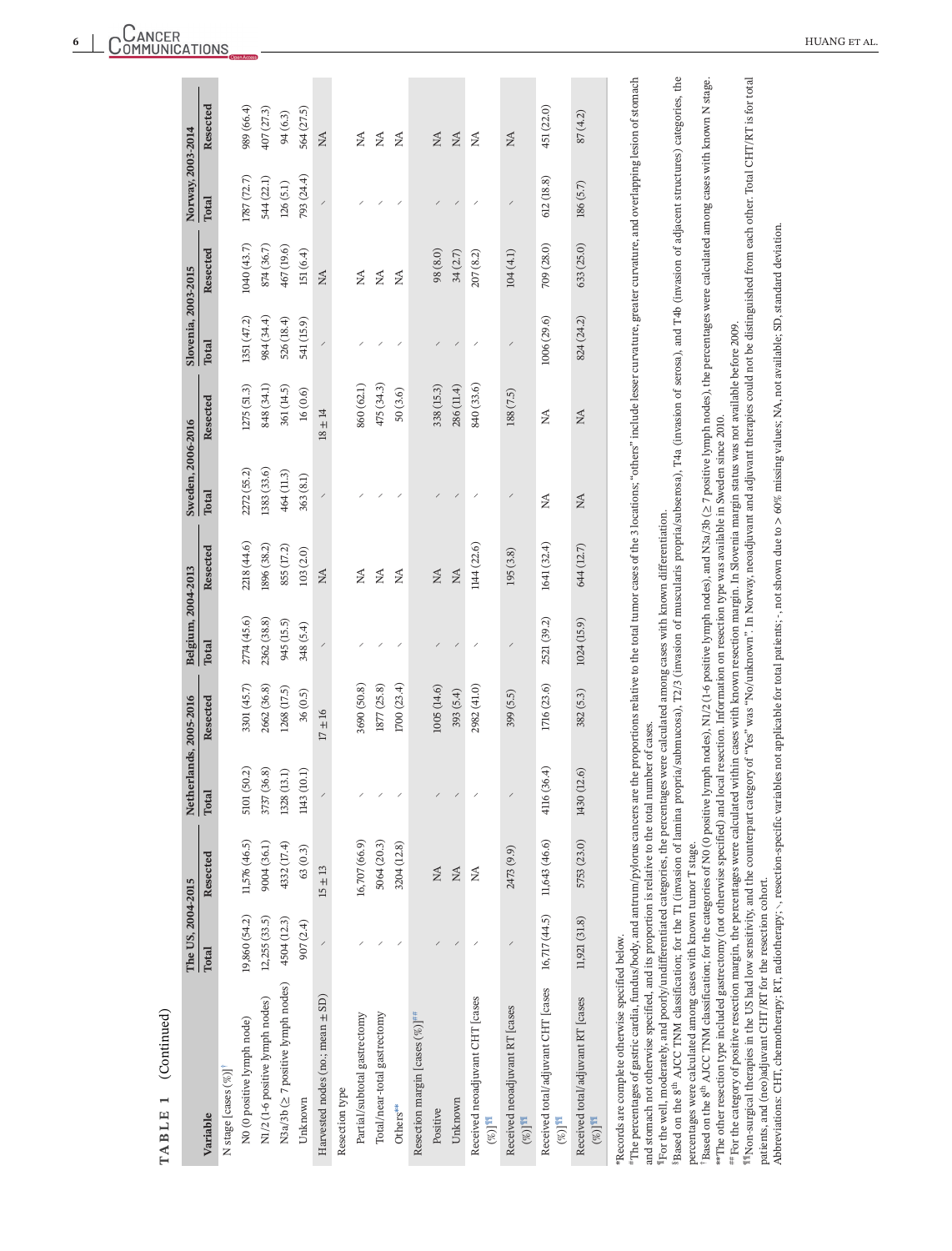**TABLE 1** (Continued)

| Variable | The US, 2004-2015 | | Netherlands, 2005-2016 | | Belgium, 2004-2013 | | Sweden, 2006-2016 | | Slovenia, 2003-2015 | | Norway, 2003-2014 | |
|---|---|---|---|---|---|---|---|---|---|---|---|---|
| | Total | Resected | Total | Resected | Total | Resected | Total | Resected | Total | Resected | Total | Resected |
| N stage [cases (%)][†] | | | | | | | | | | | | |
| N0 (0 positive lymph node) | 19,860 (54.2) | 11,576 (46.5) | 5101 (50.2) | 3301 (45.7) | 2774 (45.6) | 2218 (44.6) | 2272 (55.2) | 1275 (51.3) | 1351 (47.2) | 1040 (43.7) | 1787 (72.7) | 989 (66.4) |
| N1/2 (1-6 positive lymph nodes) | 12,255 (33.5) | 9004 (36.1) | 3737 (36.8) | 2662 (36.8) | 2362 (38.8) | 1896 (38.2) | 1383 (33.6) | 848 (34.1) | 984 (34.4) | 874 (36.7) | 544 (22.1) | 407 (27.3) |
| N3a/3b (≥ 7 positive lymph nodes) | 4504 (12.3) | 4332 (17.4) | 1328 (13.1) | 1268 (17.5) | 945 (15.5) | 855 (17.2) | 464 (11.3) | 361 (14.5) | 526 (18.4) | 467 (19.6) | 126 (5.1) | 94 (6.3) |
| Unknown | 907 (2.4) | 63 (0.3) | 1143 (10.1) | 36 (0.5) | 348 (5.4) | 103 (2.0) | 363 (8.1) | 16 (0.6) | 541 (15.9) | 151 (6.4) | 793 (24.4) | 564 (27.5) |
| Harvested nodes (no.; mean ± SD) | \ | 15 ± 13 | \ | 17 ± 16 | \ | NA | \ | 18 ± 14 | \ | NA | \ | NA |
| Resection type | | | | | | | | | | | | |
| Partial/subtotal gastrectomy | \ | 16,707 (66.9) | \ | 3690 (50.8) | \ | NA | \ | 860 (62.1) | \ | NA | \ | NA |
| Total/near-total gastrectomy | \ | 5064 (20.3) | \ | 1877 (25.8) | \ | NA | \ | 475 (34.3) | \ | NA | \ | NA |
| Others** | \ | 3204 (12.8) | \ | 1700 (23.4) | \ | NA | \ | 50 (3.6) | \ | NA | \ | NA |
| Resection margin [cases (%)][##] | | | | | | | | | | | | |
| Positive | \ | NA | \ | 1005 (14.6) | \ | NA | \ | 338 (15.3) | \ | 98 (8.0) | \ | NA |
| Unknown | \ | NA | \ | 393 (5.4) | \ | NA | \ | 286 (11.4) | \ | 34 (2.7) | \ | NA |
| Received neoadjuvant CHT [cases (%)][¶¶] | \ | NA | \ | 2982 (41.0) | \ | 1144 (22.6) | \ | 840 (33.6) | \ | 207 (8.2) | \ | NA |
| Received neoadjuvant RT [cases (%)][¶¶] | \ | 2473 (9.9) | \ | 399 (5.5) | \ | 195 (3.8) | \ | 188 (7.5) | \ | 104 (4.1) | \ | NA |
| Received total/adjuvant CHT [cases (%)][¶¶] | 16,717 (44.5) | 11,643 (46.6) | 4116 (36.4) | 1716 (23.6) | 2521 (39.2) | 1641 (32.4) | NA | NA | 1006 (29.6) | 709 (28.0) | 612 (18.8) | 451 (22.0) |
| Received total/adjuvant RT [cases (%)][¶¶] | 11,921 (31.8) | 5753 (23.0) | 1430 (12.6) | 382 (5.3) | 1024 (15.9) | 644 (12.7) | NA | NA | 824 (24.2) | 633 (25.0) | 186 (5.7) | 87 (4.2) |

*Records are complete otherwise specified below.

[#]The percentages of gastric cardia, fundus/body, and antrum/pylorus cancers are the proportions relative to the total tumor cases of the 3 locations; "others" include lesser curvature, greater curvature, and overlapping lesion of stomach and stomach not otherwise specified, and its proportion is relative to the total number of cases.

[¶]For the well, moderately, and poorly/undifferentiated categories, the percentages were calculated among cases with known differentiation.

[§]Based on the 8[th] AJCC TNM classification; for the T1 (invasion of lamina propria/submucosa), T2/3 (invasion of muscularis propria/subserosa), T4a (invasion of serosa), and T4b (invasion of adjacent structures) categories, the percentages were calculated among cases with known tumor T stage.

[†]Based on the 8[th] AJCC TNM classification; for the categories of N0 (0 positive lymph nodes), N1/2 (1-6 positive lymph nodes), and N3a/3b (≥ 7 positive lymph nodes), the percentages were calculated among cases with known N stage.

**The other resection type included gastrectomy (not otherwise specified) and local resection. Information on resection type was available in Sweden since 2010.

[##]For the category of positive resection margin, the percentages were calculated within cases with known resection margin. In Slovenia margin status was not available before 2009.

[¶¶]Non-surgical therapies in the US had low sensitivity, and the counterpart category of "Yes" was "No/unknown". In Norway, neoadjuvant and adjuvant therapies could not be distinguished from each other. Total CHT/RT is for total patients, and (neo)adjuvant CHT/RT for the resection cohort.

Abbreviations: CHT, chemotherapy; RT, radiotherapy; \, resection-specific variables not applicable for total patients; -, not shown due to > 60% missing values; NA, not available; SD, standard deviation.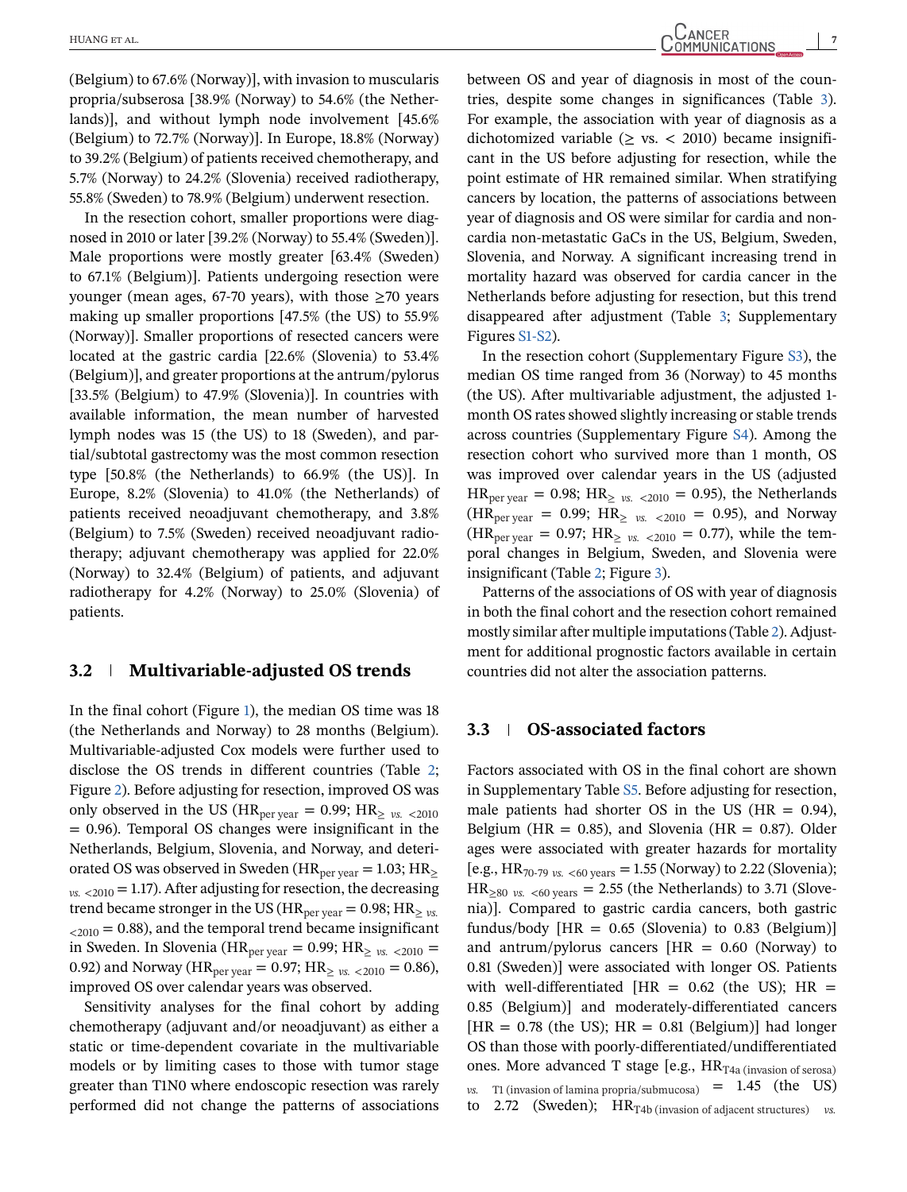(Belgium) to 67.6% (Norway)], with invasion to muscularis propria/subserosa [38.9% (Norway) to 54.6% (the Netherlands)], and without lymph node involvement [45.6% (Belgium) to 72.7% (Norway)]. In Europe, 18.8% (Norway) to 39.2% (Belgium) of patients received chemotherapy, and 5.7% (Norway) to 24.2% (Slovenia) received radiotherapy, 55.8% (Sweden) to 78.9% (Belgium) underwent resection.

In the resection cohort, smaller proportions were diagnosed in 2010 or later [39.2% (Norway) to 55.4% (Sweden)]. Male proportions were mostly greater [63.4% (Sweden) to 67.1% (Belgium)]. Patients undergoing resection were younger (mean ages, 67-70 years), with those ≥70 years making up smaller proportions [47.5% (the US) to 55.9% (Norway)]. Smaller proportions of resected cancers were located at the gastric cardia [22.6% (Slovenia) to 53.4% (Belgium)], and greater proportions at the antrum/pylorus [33.5% (Belgium) to 47.9% (Slovenia)]. In countries with available information, the mean number of harvested lymph nodes was 15 (the US) to 18 (Sweden), and partial/subtotal gastrectomy was the most common resection type [50.8% (the Netherlands) to 66.9% (the US)]. In Europe, 8.2% (Slovenia) to 41.0% (the Netherlands) of patients received neoadjuvant chemotherapy, and 3.8% (Belgium) to 7.5% (Sweden) received neoadjuvant radiotherapy; adjuvant chemotherapy was applied for 22.0% (Norway) to 32.4% (Belgium) of patients, and adjuvant radiotherapy for 4.2% (Norway) to 25.0% (Slovenia) of patients.

## 3.2 | Multivariable-adjusted OS trends

In the final cohort (Figure 1), the median OS time was 18 (the Netherlands and Norway) to 28 months (Belgium). Multivariable-adjusted Cox models were further used to disclose the OS trends in different countries (Table 2; Figure 2). Before adjusting for resection, improved OS was only observed in the US ($HR_{\text{per year}}$ = 0.99; $HR_{\geq\ vs.\ <2010}$ = 0.96). Temporal OS changes were insignificant in the Netherlands, Belgium, Slovenia, and Norway, and deteriorated OS was observed in Sweden ($HR_{\text{per year}}$ = 1.03; $HR_{\geq\ vs.\ <2010}$ = 1.17). After adjusting for resection, the decreasing trend became stronger in the US ($HR_{\text{per year}}$ = 0.98; $HR_{\geq\ vs.\ <2010}$ = 0.88), and the temporal trend became insignificant in Sweden. In Slovenia ($HR_{\text{per year}}$ = 0.99; $HR_{\geq\ vs.\ <2010}$ = 0.92) and Norway ($HR_{\text{per year}}$ = 0.97; $HR_{\geq\ vs.\ <2010}$ = 0.86), improved OS over calendar years was observed.

Sensitivity analyses for the final cohort by adding chemotherapy (adjuvant and/or neoadjuvant) as either a static or time-dependent covariate in the multivariable models or by limiting cases to those with tumor stage greater than T1N0 where endoscopic resection was rarely performed did not change the patterns of associations between OS and year of diagnosis in most of the countries, despite some changes in significances (Table 3). For example, the association with year of diagnosis as a dichotomized variable (≥ vs. < 2010) became insignificant in the US before adjusting for resection, while the point estimate of HR remained similar. When stratifying cancers by location, the patterns of associations between year of diagnosis and OS were similar for cardia and non-cardia non-metastatic GaCs in the US, Belgium, Sweden, Slovenia, and Norway. A significant increasing trend in mortality hazard was observed for cardia cancer in the Netherlands before adjusting for resection, but this trend disappeared after adjustment (Table 3; Supplementary Figures S1-S2).

In the resection cohort (Supplementary Figure S3), the median OS time ranged from 36 (Norway) to 45 months (the US). After multivariable adjustment, the adjusted 1-month OS rates showed slightly increasing or stable trends across countries (Supplementary Figure S4). Among the resection cohort who survived more than 1 month, OS was improved over calendar years in the US (adjusted $HR_{\text{per year}}$ = 0.98; $HR_{\geq\ vs.\ <2010}$ = 0.95), the Netherlands ($HR_{\text{per year}}$ = 0.99; $HR_{\geq\ vs.\ <2010}$ = 0.95), and Norway ($HR_{\text{per year}}$ = 0.97; $HR_{\geq\ vs.\ <2010}$ = 0.77), while the temporal changes in Belgium, Sweden, and Slovenia were insignificant (Table 2; Figure 3).

Patterns of the associations of OS with year of diagnosis in both the final cohort and the resection cohort remained mostly similar after multiple imputations (Table 2). Adjustment for additional prognostic factors available in certain countries did not alter the association patterns.

## 3.3 | OS-associated factors

Factors associated with OS in the final cohort are shown in Supplementary Table S5. Before adjusting for resection, male patients had shorter OS in the US (HR = 0.94), Belgium (HR = 0.85), and Slovenia (HR = 0.87). Older ages were associated with greater hazards for mortality [e.g., $HR_{70\text{-}79\ vs.\ <60\ \text{years}}$ = 1.55 (Norway) to 2.22 (Slovenia); $HR_{\geq 80\ vs.\ <60\ \text{years}}$ = 2.55 (the Netherlands) to 3.71 (Slovenia)]. Compared to gastric cardia cancers, both gastric fundus/body [HR = 0.65 (Slovenia) to 0.83 (Belgium)] and antrum/pylorus cancers [HR = 0.60 (Norway) to 0.81 (Sweden)] were associated with longer OS. Patients with well-differentiated [HR = 0.62 (the US); HR = 0.85 (Belgium)] and moderately-differentiated cancers [HR = 0.78 (the US); HR = 0.81 (Belgium)] had longer OS than those with poorly-differentiated/undifferentiated ones. More advanced T stage [e.g., $HR_{\text{T4a (invasion of serosa)}\ vs.\ \text{T1 (invasion of lamina propria/submucosa)}}$ = 1.45 (the US) to 2.72 (Sweden); $HR_{\text{T4b (invasion of adjacent structures)}}$ vs.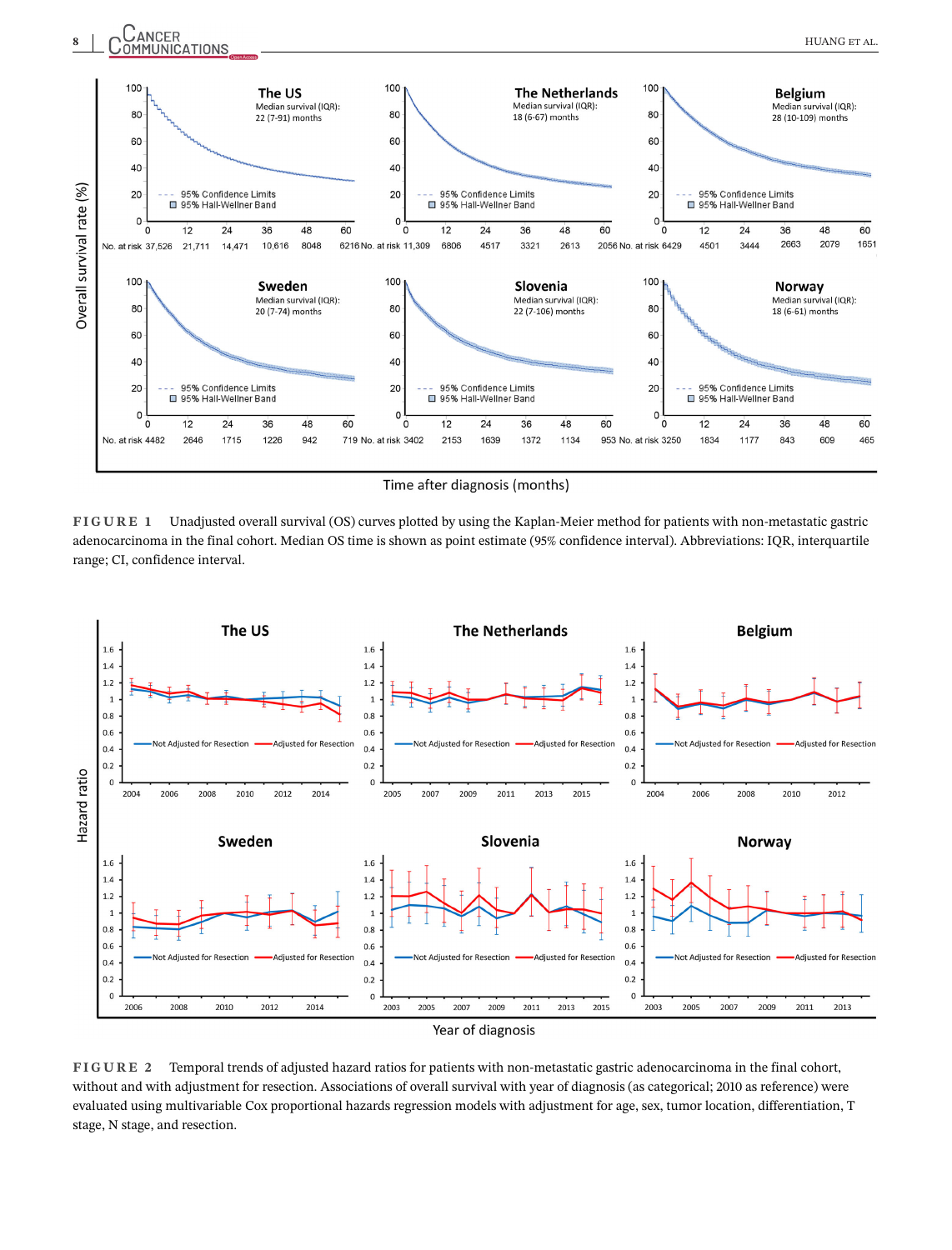**FIGURE 1** Unadjusted overall survival (OS) curves plotted by using the Kaplan-Meier method for patients with non-metastatic gastric adenocarcinoma in the final cohort. Median OS time is shown as point estimate (95% confidence interval). Abbreviations: IQR, interquartile range; CI, confidence interval.

**FIGURE 2** Temporal trends of adjusted hazard ratios for patients with non-metastatic gastric adenocarcinoma in the final cohort, without and with adjustment for resection. Associations of overall survival with year of diagnosis (as categorical; 2010 as reference) were evaluated using multivariable Cox proportional hazards regression models with adjustment for age, sex, tumor location, differentiation, T stage, N stage, and resection.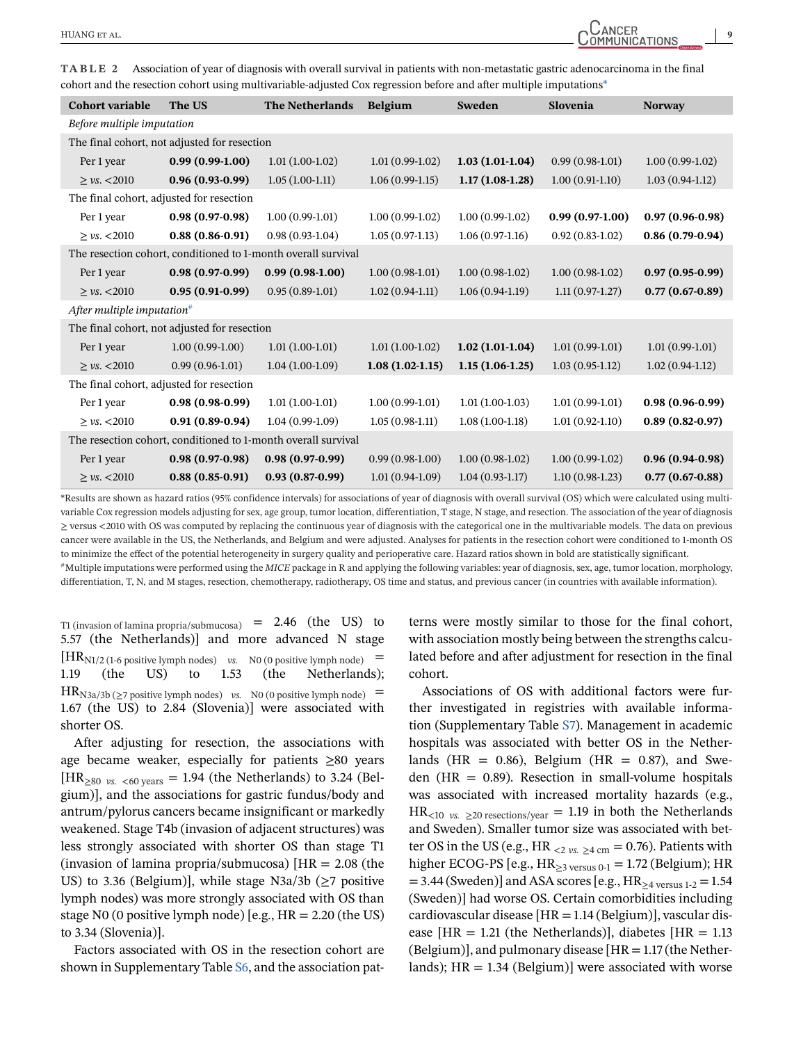**TABLE 2** Association of year of diagnosis with overall survival in patients with non-metastatic gastric adenocarcinoma in the final cohort and the resection cohort using multivariable-adjusted Cox regression before and after multiple imputations*

| Cohort variable | The US | The Netherlands | Belgium | Sweden | Slovenia | Norway |
|---|---|---|---|---|---|---|
| *Before multiple imputation* | | | | | | |
| The final cohort, not adjusted for resection | | | | | | |
| Per 1 year | **0.99 (0.99-1.00)** | 1.01 (1.00-1.02) | 1.01 (0.99-1.02) | **1.03 (1.01-1.04)** | 0.99 (0.98-1.01) | 1.00 (0.99-1.02) |
| ≥ *vs.* <2010 | **0.96 (0.93-0.99)** | 1.05 (1.00-1.11) | 1.06 (0.99-1.15) | **1.17 (1.08-1.28)** | 1.00 (0.91-1.10) | 1.03 (0.94-1.12) |
| The final cohort, adjusted for resection | | | | | | |
| Per 1 year | **0.98 (0.97-0.98)** | 1.00 (0.99-1.01) | 1.00 (0.99-1.02) | 1.00 (0.99-1.02) | **0.99 (0.97-1.00)** | **0.97 (0.96-0.98)** |
| ≥ *vs.* <2010 | **0.88 (0.86-0.91)** | 0.98 (0.93-1.04) | 1.05 (0.97-1.13) | 1.06 (0.97-1.16) | 0.92 (0.83-1.02) | **0.86 (0.79-0.94)** |
| The resection cohort, conditioned to 1-month overall survival | | | | | | |
| Per 1 year | **0.98 (0.97-0.99)** | **0.99 (0.98-1.00)** | 1.00 (0.98-1.01) | 1.00 (0.98-1.02) | 1.00 (0.98-1.02) | **0.97 (0.95-0.99)** |
| ≥ *vs.* <2010 | **0.95 (0.91-0.99)** | 0.95 (0.89-1.01) | 1.02 (0.94-1.11) | 1.06 (0.94-1.19) | 1.11 (0.97-1.27) | **0.77 (0.67-0.89)** |
| *After multiple imputation*[#] | | | | | | |
| The final cohort, not adjusted for resection | | | | | | |
| Per 1 year | 1.00 (0.99-1.00) | 1.01 (1.00-1.01) | 1.01 (1.00-1.02) | **1.02 (1.01-1.04)** | 1.01 (0.99-1.01) | 1.01 (0.99-1.01) |
| ≥ *vs.* <2010 | 0.99 (0.96-1.01) | 1.04 (1.00-1.09) | **1.08 (1.02-1.15)** | **1.15 (1.06-1.25)** | 1.03 (0.95-1.12) | 1.02 (0.94-1.12) |
| The final cohort, adjusted for resection | | | | | | |
| Per 1 year | **0.98 (0.98-0.99)** | 1.01 (1.00-1.01) | 1.00 (0.99-1.01) | 1.01 (1.00-1.03) | 1.01 (0.99-1.01) | **0.98 (0.96-0.99)** |
| ≥ *vs.* <2010 | **0.91 (0.89-0.94)** | 1.04 (0.99-1.09) | 1.05 (0.98-1.11) | 1.08 (1.00-1.18) | 1.01 (0.92-1.10) | **0.89 (0.82-0.97)** |
| The resection cohort, conditioned to 1-month overall survival | | | | | | |
| Per 1 year | **0.98 (0.97-0.98)** | **0.98 (0.97-0.99)** | 0.99 (0.98-1.00) | 1.00 (0.98-1.02) | 1.00 (0.99-1.02) | **0.96 (0.94-0.98)** |
| ≥ *vs.* <2010 | **0.88 (0.85-0.91)** | **0.93 (0.87-0.99)** | 1.01 (0.94-1.09) | 1.04 (0.93-1.17) | 1.10 (0.98-1.23) | **0.77 (0.67-0.88)** |

*Results are shown as hazard ratios (95% confidence intervals) for associations of year of diagnosis with overall survival (OS) which were calculated using multivariable Cox regression models adjusting for sex, age group, tumor location, differentiation, T stage, N stage, and resection. The association of the year of diagnosis ≥ versus <2010 with OS was computed by replacing the continuous year of diagnosis with the categorical one in the multivariable models. The data on previous cancer were available in the US, the Netherlands, and Belgium and were adjusted. Analyses for patients in the resection cohort were conditioned to 1-month OS to minimize the effect of the potential heterogeneity in surgery quality and perioperative care. Hazard ratios shown in bold are statistically significant.
[#]Multiple imputations were performed using the *MICE* package in R and applying the following variables: year of diagnosis, sex, age, tumor location, morphology, differentiation, T, N, and M stages, resection, chemotherapy, radiotherapy, OS time and status, and previous cancer (in countries with available information).

T1 (invasion of lamina propria/submucosa) = 2.46 (the US) to 5.57 (the Netherlands)] and more advanced N stage [$HR_{N1/2\ (1\text{-}6\ \text{positive lymph nodes})}$ *vs.* N0 (0 positive lymph node) = 1.19 (the US) to 1.53 (the Netherlands); $HR_{N3a/3b\ (\geq 7\ \text{positive lymph nodes})}$ *vs.* N0 (0 positive lymph node) = 1.67 (the US) to 2.84 (Slovenia)] were associated with shorter OS.

After adjusting for resection, the associations with age became weaker, especially for patients ≥80 years [$HR_{\geq 80\ vs.\ <60\ \text{years}}$ = 1.94 (the Netherlands) to 3.24 (Belgium)], and the associations for gastric fundus/body and antrum/pylorus cancers became insignificant or markedly weakened. Stage T4b (invasion of adjacent structures) was less strongly associated with shorter OS than stage T1 (invasion of lamina propria/submucosa) [HR = 2.08 (the US) to 3.36 (Belgium)], while stage N3a/3b (≥7 positive lymph nodes) was more strongly associated with OS than stage N0 (0 positive lymph node) [e.g., HR = 2.20 (the US) to 3.34 (Slovenia)].

Factors associated with OS in the resection cohort are shown in Supplementary Table S6, and the association patterns were mostly similar to those for the final cohort, with association mostly being between the strengths calculated before and after adjustment for resection in the final cohort.

Associations of OS with additional factors were further investigated in registries with available information (Supplementary Table S7). Management in academic hospitals was associated with better OS in the Netherlands (HR = 0.86), Belgium (HR = 0.87), and Sweden (HR = 0.89). Resection in small-volume hospitals was associated with increased mortality hazards (e.g., $HR_{<10\ vs.\ \geq 20\ \text{resections/year}}$ = 1.19 in both the Netherlands and Sweden). Smaller tumor size was associated with better OS in the US (e.g., $HR_{<2\ vs.\ \geq 4\ \text{cm}}$ = 0.76). Patients with higher ECOG-PS [e.g., $HR_{\geq 3\ \text{versus}\ 0\text{-}1}$ = 1.72 (Belgium); HR = 3.44 (Sweden)] and ASA scores [e.g., $HR_{\geq 4\ \text{versus}\ 1\text{-}2}$ = 1.54 (Sweden)] had worse OS. Certain comorbidities including cardiovascular disease [HR = 1.14 (Belgium)], vascular disease [HR = 1.21 (the Netherlands)], diabetes [HR = 1.13 (Belgium)], and pulmonary disease [HR = 1.17 (the Netherlands); HR = 1.34 (Belgium)] were associated with worse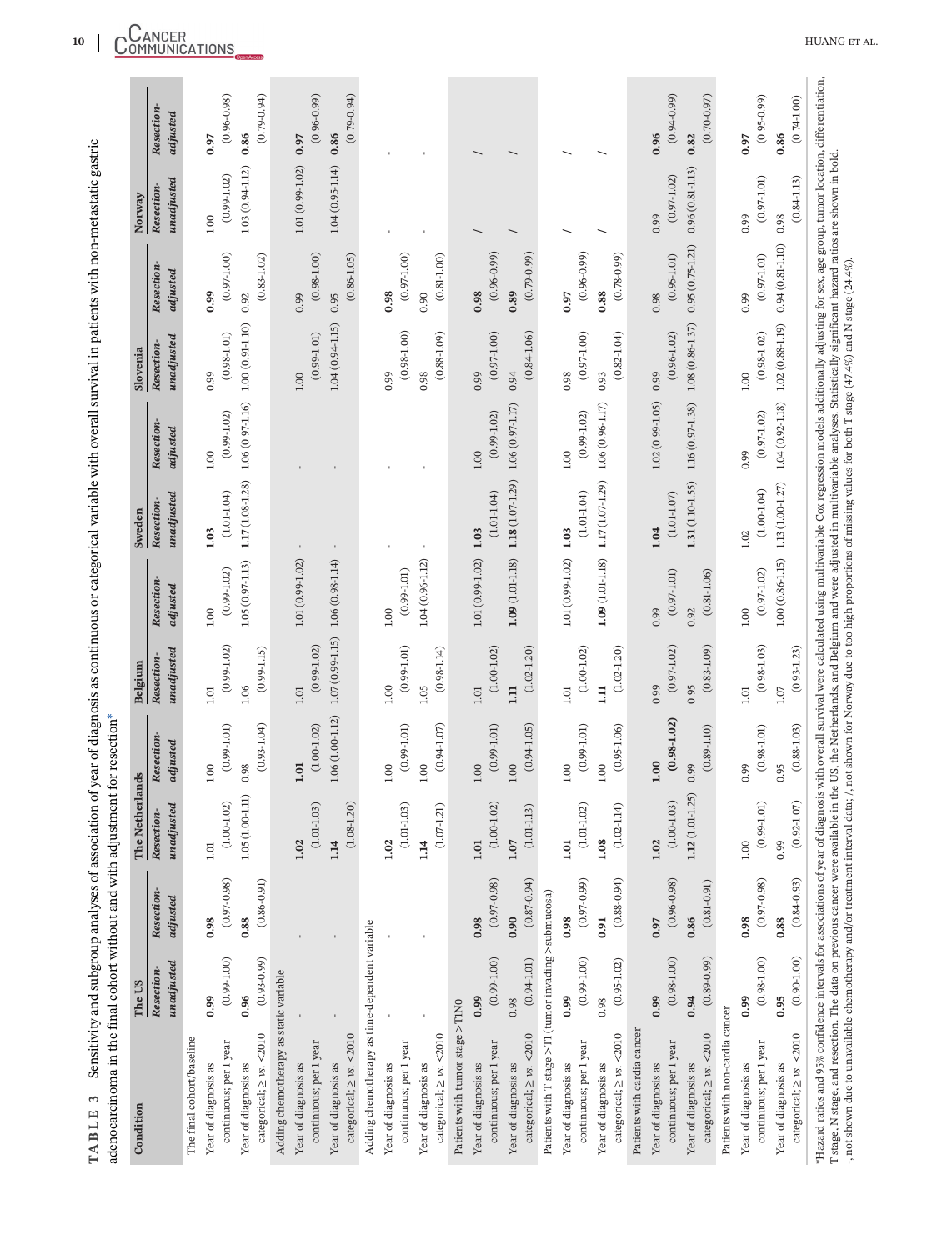**TABLE 3** Sensitivity and subgroup analyses of association of year of diagnosis as continuous or categorical variable with overall survival in patients with non-metastatic gastric adenocarcinoma in the final cohort without and with adjustment for resection*

| Condition | The US Resection-unadjusted | The US Resection-adjusted | The Netherlands Resection-unadjusted | The Netherlands Resection-adjusted | Belgium Resection-unadjusted | Belgium Resection-adjusted | Sweden Resection-unadjusted | Sweden Resection-adjusted | Slovenia Resection-unadjusted | Slovenia Resection-adjusted | Norway Resection-unadjusted | Norway Resection-adjusted |
|---|---|---|---|---|---|---|---|---|---|---|---|---|
| **The final cohort/baseline** | | | | | | | | | | | | |
| Year of diagnosis as continuous; per 1 year | **0.99** (0.99-1.00) | **0.98** (0.97-0.98) | 1.01 (1.00-1.02) | 1.00 (0.99-1.01) | 1.01 (0.99-1.02) | 1.00 (0.99-1.02) | **1.03** (1.01-1.04) | 1.00 (0.99-1.02) | 0.99 (0.98-1.01) | **0.99** (0.97-1.00) | 1.00 (0.99-1.02) | **0.97** (0.96-0.98) |
| Year of diagnosis as categorical; ≥ vs. <2010 | **0.96** (0.93-0.99) | **0.88** (0.86-0.91) | 1.05 (1.00-1.11) | 0.98 (0.93-1.04) | 1.06 (0.99-1.15) | 1.05 (0.97-1.13) | **1.17** (1.08-1.28) | 1.06 (0.97-1.16) | 1.00 (0.91-1.10) | 0.92 (0.83-1.02) | 1.03 (0.94-1.12) | **0.86** (0.79-0.94) |
| **Adding chemotherapy as static variable** | | | | | | | | | | | | |
| Year of diagnosis as continuous; per 1 year | - | - | **1.02** (1.01-1.03) | **1.01** (1.00-1.02) | 1.01 (0.99-1.02) | 1.01 (0.99-1.02) | - | - | 1.00 (0.99-1.01) | 0.99 (0.98-1.00) | 1.01 (0.99-1.02) | **0.97** (0.96-0.99) |
| Year of diagnosis as categorical; ≥ vs. <2010 | - | - | **1.14** (1.08-1.20) | 1.06 (1.00-1.12) | 1.07 (0.99-1.15) | 1.06 (0.98-1.14) | - | - | 1.04 (0.94-1.15) | 0.95 (0.86-1.05) | 1.04 (0.95-1.14) | **0.86** (0.79-0.94) |
| **Adding chemotherapy as time-dependent variable** | | | | | | | | | | | | |
| Year of diagnosis as continuous; per 1 year | - | - | **1.02** (1.01-1.03) | 1.00 (0.99-1.01) | 1.00 (0.99-1.01) | 1.00 (0.99-1.01) | - | - | 0.99 (0.98-1.00) | **0.98** (0.97-1.00) | - | - |
| Year of diagnosis as categorical; ≥ vs. <2010 | - | - | **1.14** (1.07-1.21) | 1.00 (0.94-1.07) | 1.05 (0.98-1.14) | 1.04 (0.96-1.12) | - | - | 0.98 (0.88-1.09) | 0.90 (0.81-1.00) | - | - |
| **Patients with tumor stage >T1N0** | | | | | | | | | | | | |
| Year of diagnosis as continuous; per 1 year | **0.99** (0.99-1.00) | **0.98** (0.97-0.98) | 1.01 (1.00-1.02) | 1.00 (0.99-1.01) | 1.01 (1.00-1.02) | 1.01 (0.99-1.02) | **1.03** (1.01-1.04) | 1.00 (0.99-1.02) | 0.99 (0.97-1.00) | **0.98** (0.96-0.99) | / | / |
| Year of diagnosis as categorical; ≥ vs. <2010 | 0.98 (0.94-1.01) | **0.90** (0.87-0.94) | 1.07 (1.01-1.13) | 1.00 (0.94-1.05) | **1.11** (1.02-1.20) | **1.09** (1.01-1.18) | **1.18** (1.07-1.29) | 1.06 (0.97-1.17) | 0.94 (0.84-1.06) | **0.89** (0.79-0.99) | / | / |
| **Patients with T stage >T1 (tumor invading >submucosa)** | | | | | | | | | | | | |
| Year of diagnosis as continuous; per 1 year | **0.99** (0.99-1.00) | **0.98** (0.97-0.99) | 1.01 (1.01-1.02) | 1.00 (0.99-1.01) | 1.01 (1.00-1.02) | 1.01 (0.99-1.02) | **1.03** (1.01-1.04) | 1.00 (0.99-1.02) | 0.98 (0.97-1.00) | **0.97** (0.96-0.99) | / | / |
| Year of diagnosis as categorical; ≥ vs. <2010 | 0.98 (0.95-1.02) | **0.91** (0.88-0.94) | 1.08 (1.02-1.14) | 1.00 (0.95-1.06) | **1.11** (1.02-1.20) | **1.09** (1.01-1.18) | **1.17** (1.07-1.29) | 1.06 (0.96-1.17) | 0.93 (0.82-1.04) | **0.88** (0.78-0.99) | / | / |
| **Patients with cardia cancer** | | | | | | | | | | | | |
| Year of diagnosis as continuous; per 1 year | **0.99** (0.98-1.00) | **0.97** (0.96-0.98) | **1.02** (1.00-1.03) | **1.00** (0.98-1.02) | 0.99 (0.97-1.02) | 0.99 (0.97-1.01) | **1.04** (1.01-1.07) | 1.02 (0.99-1.05) | 0.99 (0.96-1.02) | 0.98 (0.95-1.01) | 0.99 (0.97-1.02) | **0.96** (0.94-0.99) |
| Year of diagnosis as categorical; ≥ vs. <2010 | **0.94** (0.89-0.99) | **0.86** (0.81-0.91) | **1.12** (1.01-1.25) | 0.99 (0.89-1.10) | 0.95 (0.83-1.09) | 0.92 (0.81-1.06) | **1.31** (1.10-1.55) | 1.16 (0.97-1.38) | 1.08 (0.86-1.37) | 0.95 (0.75-1.21) | 0.96 (0.81-1.13) | **0.82** (0.70-0.97) |
| **Patients with non-cardia cancer** | | | | | | | | | | | | |
| Year of diagnosis as continuous; per 1 year | **0.99** (0.98-1.00) | **0.98** (0.97-0.98) | 1.00 (0.99-1.01) | 0.99 (0.98-1.01) | 1.01 (0.98-1.03) | 1.00 (0.97-1.02) | 1.02 (1.00-1.04) | 0.99 (0.97-1.02) | 1.00 (0.98-1.02) | 0.99 (0.97-1.01) | 0.99 (0.97-1.01) | **0.97** (0.95-0.99) |
| Year of diagnosis as categorical; ≥ vs. <2010 | **0.95** (0.90-1.00) | **0.88** (0.84-0.93) | 0.99 (0.92-1.07) | 0.95 (0.88-1.03) | 1.07 (0.93-1.23) | 1.00 (0.86-1.15) | 1.13 (1.00-1.27) | 1.04 (0.92-1.18) | 1.02 (0.88-1.19) | 0.94 (0.81-1.10) | 0.98 (0.84-1.13) | **0.86** (0.74-1.00) |

*Hazard ratios and 95% confidence intervals for associations of year of diagnosis with overall survival were calculated using multivariable Cox regression models additionally adjusting for sex, age group, tumor location, differentiation, T stage, N stage, and resection. The data on previous cancer were available in the US, the Netherlands, and Belgium and were adjusted in multivariable analyses. Statistically significant hazard ratios are shown in bold.
-, not shown due to unavailable chemotherapy and/or treatment interval data; /, not shown for Norway due to too high proportions of missing values for both T stage (47.4%) and N stage (24.4%).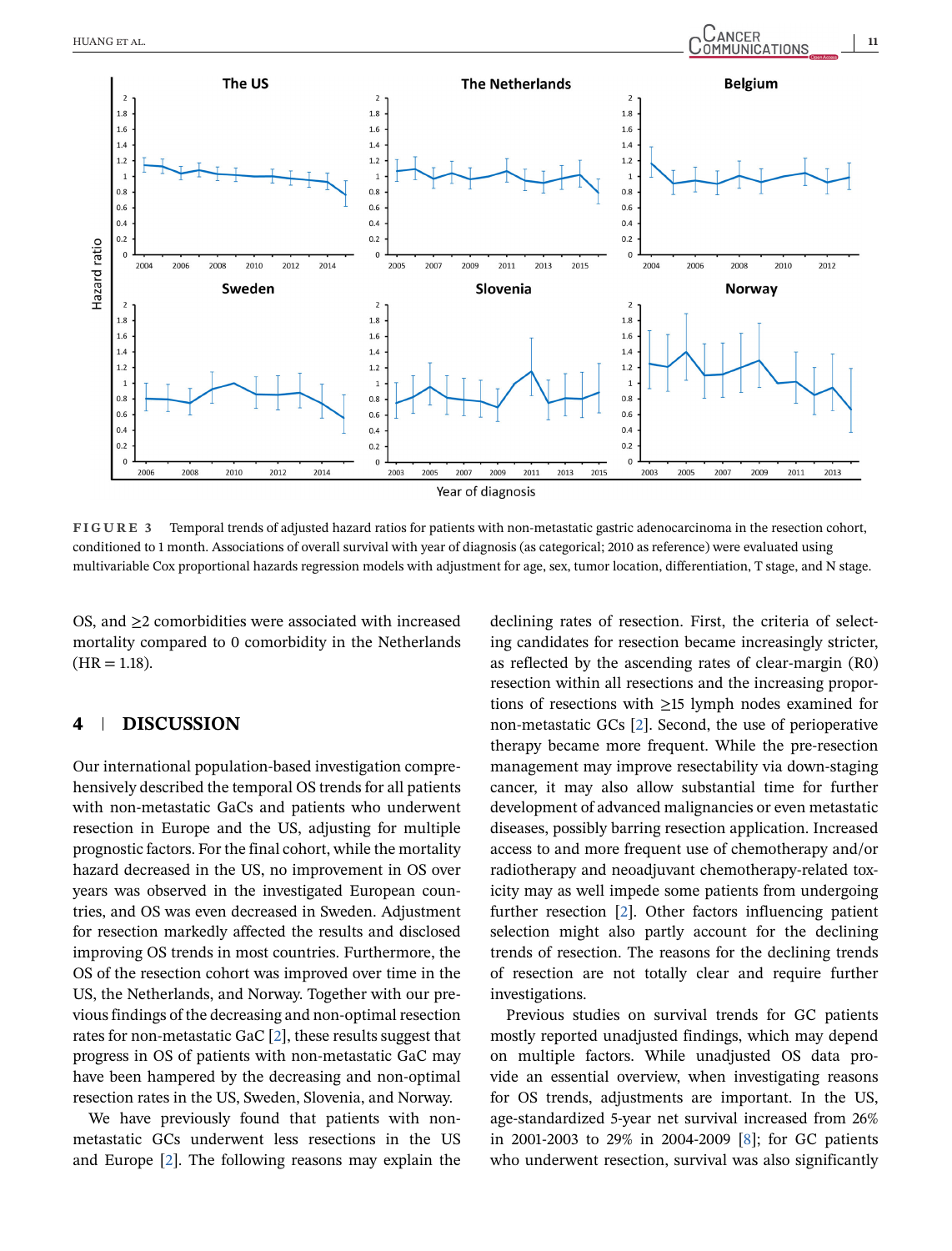FIGURE 3 Temporal trends of adjusted hazard ratios for patients with non-metastatic gastric adenocarcinoma in the resection cohort, conditioned to 1 month. Associations of overall survival with year of diagnosis (as categorical; 2010 as reference) were evaluated using multivariable Cox proportional hazards regression models with adjustment for age, sex, tumor location, differentiation, T stage, and N stage.

OS, and ≥2 comorbidities were associated with increased mortality compared to 0 comorbidity in the Netherlands (HR = 1.18).

## 4 | DISCUSSION

Our international population-based investigation comprehensively described the temporal OS trends for all patients with non-metastatic GaCs and patients who underwent resection in Europe and the US, adjusting for multiple prognostic factors. For the final cohort, while the mortality hazard decreased in the US, no improvement in OS over years was observed in the investigated European countries, and OS was even decreased in Sweden. Adjustment for resection markedly affected the results and disclosed improving OS trends in most countries. Furthermore, the OS of the resection cohort was improved over time in the US, the Netherlands, and Norway. Together with our previous findings of the decreasing and non-optimal resection rates for non-metastatic GaC [2], these results suggest that progress in OS of patients with non-metastatic GaC may have been hampered by the decreasing and non-optimal resection rates in the US, Sweden, Slovenia, and Norway.

We have previously found that patients with non-metastatic GCs underwent less resections in the US and Europe [2]. The following reasons may explain the declining rates of resection. First, the criteria of selecting candidates for resection became increasingly stricter, as reflected by the ascending rates of clear-margin (R0) resection within all resections and the increasing proportions of resections with ≥15 lymph nodes examined for non-metastatic GCs [2]. Second, the use of perioperative therapy became more frequent. While the pre-resection management may improve resectability via down-staging cancer, it may also allow substantial time for further development of advanced malignancies or even metastatic diseases, possibly barring resection application. Increased access to and more frequent use of chemotherapy and/or radiotherapy and neoadjuvant chemotherapy-related toxicity may as well impede some patients from undergoing further resection [2]. Other factors influencing patient selection might also partly account for the declining trends of resection. The reasons for the declining trends of resection are not totally clear and require further investigations.

Previous studies on survival trends for GC patients mostly reported unadjusted findings, which may depend on multiple factors. While unadjusted OS data provide an essential overview, when investigating reasons for OS trends, adjustments are important. In the US, age-standardized 5-year net survival increased from 26% in 2001-2003 to 29% in 2004-2009 [8]; for GC patients who underwent resection, survival was also significantly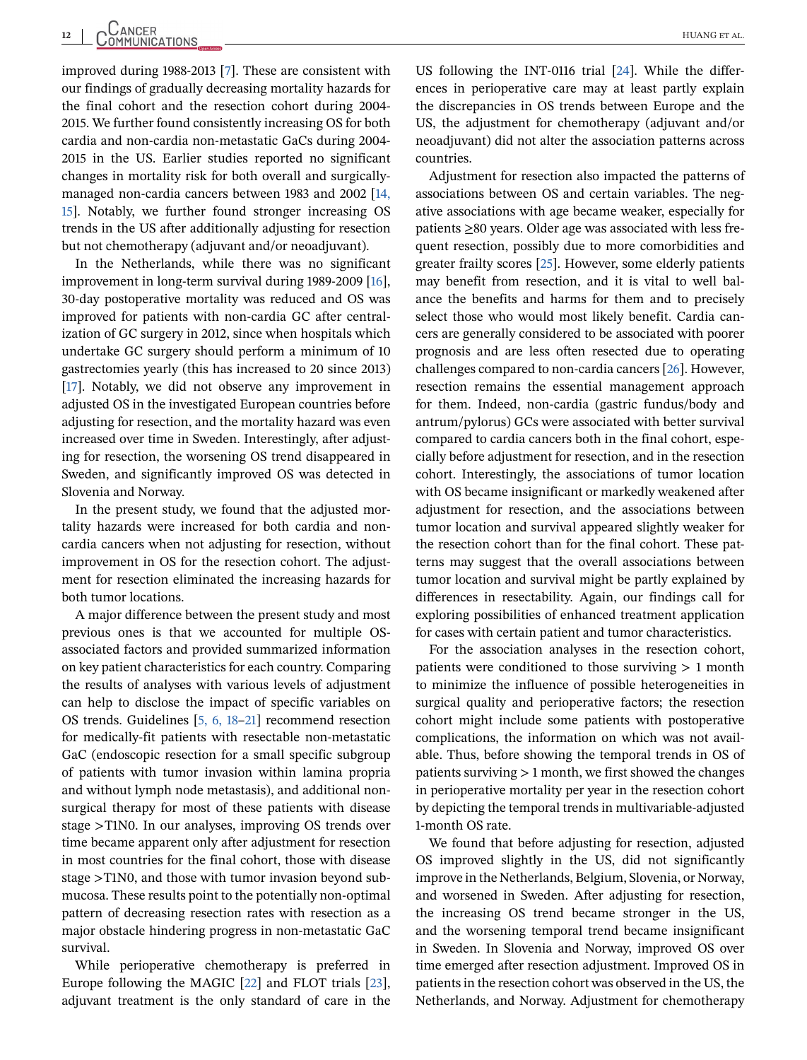improved during 1988-2013 [7]. These are consistent with our findings of gradually decreasing mortality hazards for the final cohort and the resection cohort during 2004-2015. We further found consistently increasing OS for both cardia and non-cardia non-metastatic GaCs during 2004-2015 in the US. Earlier studies reported no significant changes in mortality risk for both overall and surgically-managed non-cardia cancers between 1983 and 2002 [14, 15]. Notably, we further found stronger increasing OS trends in the US after additionally adjusting for resection but not chemotherapy (adjuvant and/or neoadjuvant).

In the Netherlands, while there was no significant improvement in long-term survival during 1989-2009 [16], 30-day postoperative mortality was reduced and OS was improved for patients with non-cardia GC after centralization of GC surgery in 2012, since when hospitals which undertake GC surgery should perform a minimum of 10 gastrectomies yearly (this has increased to 20 since 2013) [17]. Notably, we did not observe any improvement in adjusted OS in the investigated European countries before adjusting for resection, and the mortality hazard was even increased over time in Sweden. Interestingly, after adjusting for resection, the worsening OS trend disappeared in Sweden, and significantly improved OS was detected in Slovenia and Norway.

In the present study, we found that the adjusted mortality hazards were increased for both cardia and non-cardia cancers when not adjusting for resection, without improvement in OS for the resection cohort. The adjustment for resection eliminated the increasing hazards for both tumor locations.

A major difference between the present study and most previous ones is that we accounted for multiple OS-associated factors and provided summarized information on key patient characteristics for each country. Comparing the results of analyses with various levels of adjustment can help to disclose the impact of specific variables on OS trends. Guidelines [5, 6, 18–21] recommend resection for medically-fit patients with resectable non-metastatic GaC (endoscopic resection for a small specific subgroup of patients with tumor invasion within lamina propria and without lymph node metastasis), and additional non-surgical therapy for most of these patients with disease stage >T1N0. In our analyses, improving OS trends over time became apparent only after adjustment for resection in most countries for the final cohort, those with disease stage >T1N0, and those with tumor invasion beyond submucosa. These results point to the potentially non-optimal pattern of decreasing resection rates with resection as a major obstacle hindering progress in non-metastatic GaC survival.

While perioperative chemotherapy is preferred in Europe following the MAGIC [22] and FLOT trials [23], adjuvant treatment is the only standard of care in the US following the INT-0116 trial [24]. While the differences in perioperative care may at least partly explain the discrepancies in OS trends between Europe and the US, the adjustment for chemotherapy (adjuvant and/or neoadjuvant) did not alter the association patterns across countries.

Adjustment for resection also impacted the patterns of associations between OS and certain variables. The negative associations with age became weaker, especially for patients ≥80 years. Older age was associated with less frequent resection, possibly due to more comorbidities and greater frailty scores [25]. However, some elderly patients may benefit from resection, and it is vital to well balance the benefits and harms for them and to precisely select those who would most likely benefit. Cardia cancers are generally considered to be associated with poorer prognosis and are less often resected due to operating challenges compared to non-cardia cancers [26]. However, resection remains the essential management approach for them. Indeed, non-cardia (gastric fundus/body and antrum/pylorus) GCs were associated with better survival compared to cardia cancers both in the final cohort, especially before adjustment for resection, and in the resection cohort. Interestingly, the associations of tumor location with OS became insignificant or markedly weakened after adjustment for resection, and the associations between tumor location and survival appeared slightly weaker for the resection cohort than for the final cohort. These patterns may suggest that the overall associations between tumor location and survival might be partly explained by differences in resectability. Again, our findings call for exploring possibilities of enhanced treatment application for cases with certain patient and tumor characteristics.

For the association analyses in the resection cohort, patients were conditioned to those surviving > 1 month to minimize the influence of possible heterogeneities in surgical quality and perioperative factors; the resection cohort might include some patients with postoperative complications, the information on which was not available. Thus, before showing the temporal trends in OS of patients surviving > 1 month, we first showed the changes in perioperative mortality per year in the resection cohort by depicting the temporal trends in multivariable-adjusted 1-month OS rate.

We found that before adjusting for resection, adjusted OS improved slightly in the US, did not significantly improve in the Netherlands, Belgium, Slovenia, or Norway, and worsened in Sweden. After adjusting for resection, the increasing OS trend became stronger in the US, and the worsening temporal trend became insignificant in Sweden. In Slovenia and Norway, improved OS over time emerged after resection adjustment. Improved OS in patients in the resection cohort was observed in the US, the Netherlands, and Norway. Adjustment for chemotherapy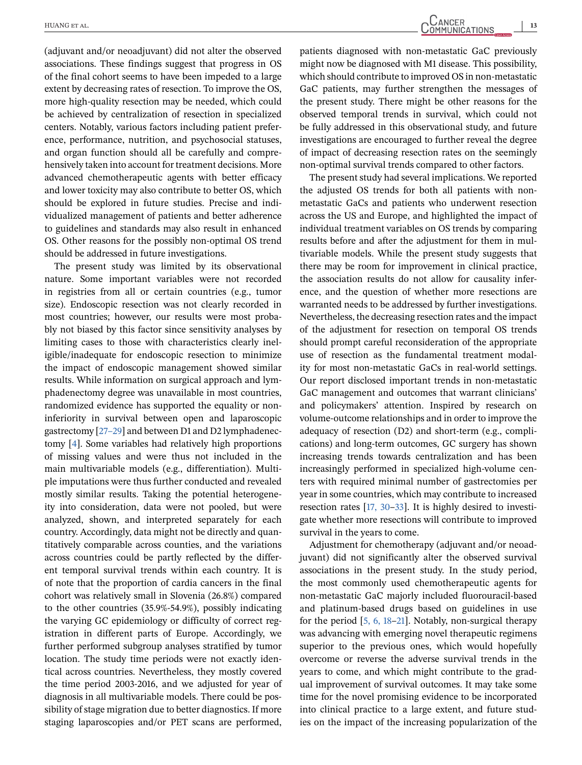(adjuvant and/or neoadjuvant) did not alter the observed associations. These findings suggest that progress in OS of the final cohort seems to have been impeded to a large extent by decreasing rates of resection. To improve the OS, more high-quality resection may be needed, which could be achieved by centralization of resection in specialized centers. Notably, various factors including patient preference, performance, nutrition, and psychosocial statuses, and organ function should all be carefully and comprehensively taken into account for treatment decisions. More advanced chemotherapeutic agents with better efficacy and lower toxicity may also contribute to better OS, which should be explored in future studies. Precise and individualized management of patients and better adherence to guidelines and standards may also result in enhanced OS. Other reasons for the possibly non-optimal OS trend should be addressed in future investigations.

The present study was limited by its observational nature. Some important variables were not recorded in registries from all or certain countries (e.g., tumor size). Endoscopic resection was not clearly recorded in most countries; however, our results were most probably not biased by this factor since sensitivity analyses by limiting cases to those with characteristics clearly ineligible/inadequate for endoscopic resection to minimize the impact of endoscopic management showed similar results. While information on surgical approach and lymphadenectomy degree was unavailable in most countries, randomized evidence has supported the equality or non-inferiority in survival between open and laparoscopic gastrectomy [27–29] and between D1 and D2 lymphadenectomy [4]. Some variables had relatively high proportions of missing values and were thus not included in the main multivariable models (e.g., differentiation). Multiple imputations were thus further conducted and revealed mostly similar results. Taking the potential heterogeneity into consideration, data were not pooled, but were analyzed, shown, and interpreted separately for each country. Accordingly, data might not be directly and quantitatively comparable across counties, and the variations across countries could be partly reflected by the different temporal survival trends within each country. It is of note that the proportion of cardia cancers in the final cohort was relatively small in Slovenia (26.8%) compared to the other countries (35.9%-54.9%), possibly indicating the varying GC epidemiology or difficulty of correct registration in different parts of Europe. Accordingly, we further performed subgroup analyses stratified by tumor location. The study time periods were not exactly identical across countries. Nevertheless, they mostly covered the time period 2003-2016, and we adjusted for year of diagnosis in all multivariable models. There could be possibility of stage migration due to better diagnostics. If more staging laparoscopies and/or PET scans are performed, patients diagnosed with non-metastatic GaC previously might now be diagnosed with M1 disease. This possibility, which should contribute to improved OS in non-metastatic GaC patients, may further strengthen the messages of the present study. There might be other reasons for the observed temporal trends in survival, which could not be fully addressed in this observational study, and future investigations are encouraged to further reveal the degree of impact of decreasing resection rates on the seemingly non-optimal survival trends compared to other factors.

The present study had several implications. We reported the adjusted OS trends for both all patients with non-metastatic GaCs and patients who underwent resection across the US and Europe, and highlighted the impact of individual treatment variables on OS trends by comparing results before and after the adjustment for them in multivariable models. While the present study suggests that there may be room for improvement in clinical practice, the association results do not allow for causality inference, and the question of whether more resections are warranted needs to be addressed by further investigations. Nevertheless, the decreasing resection rates and the impact of the adjustment for resection on temporal OS trends should prompt careful reconsideration of the appropriate use of resection as the fundamental treatment modality for most non-metastatic GaCs in real-world settings. Our report disclosed important trends in non-metastatic GaC management and outcomes that warrant clinicians' and policymakers' attention. Inspired by research on volume-outcome relationships and in order to improve the adequacy of resection (D2) and short-term (e.g., complications) and long-term outcomes, GC surgery has shown increasing trends towards centralization and has been increasingly performed in specialized high-volume centers with required minimal number of gastrectomies per year in some countries, which may contribute to increased resection rates [17, 30–33]. It is highly desired to investigate whether more resections will contribute to improved survival in the years to come.

Adjustment for chemotherapy (adjuvant and/or neoadjuvant) did not significantly alter the observed survival associations in the present study. In the study period, the most commonly used chemotherapeutic agents for non-metastatic GaC majorly included fluorouracil-based and platinum-based drugs based on guidelines in use for the period [5, 6, 18–21]. Notably, non-surgical therapy was advancing with emerging novel therapeutic regimens superior to the previous ones, which would hopefully overcome or reverse the adverse survival trends in the years to come, and which might contribute to the gradual improvement of survival outcomes. It may take some time for the novel promising evidence to be incorporated into clinical practice to a large extent, and future studies on the impact of the increasing popularization of the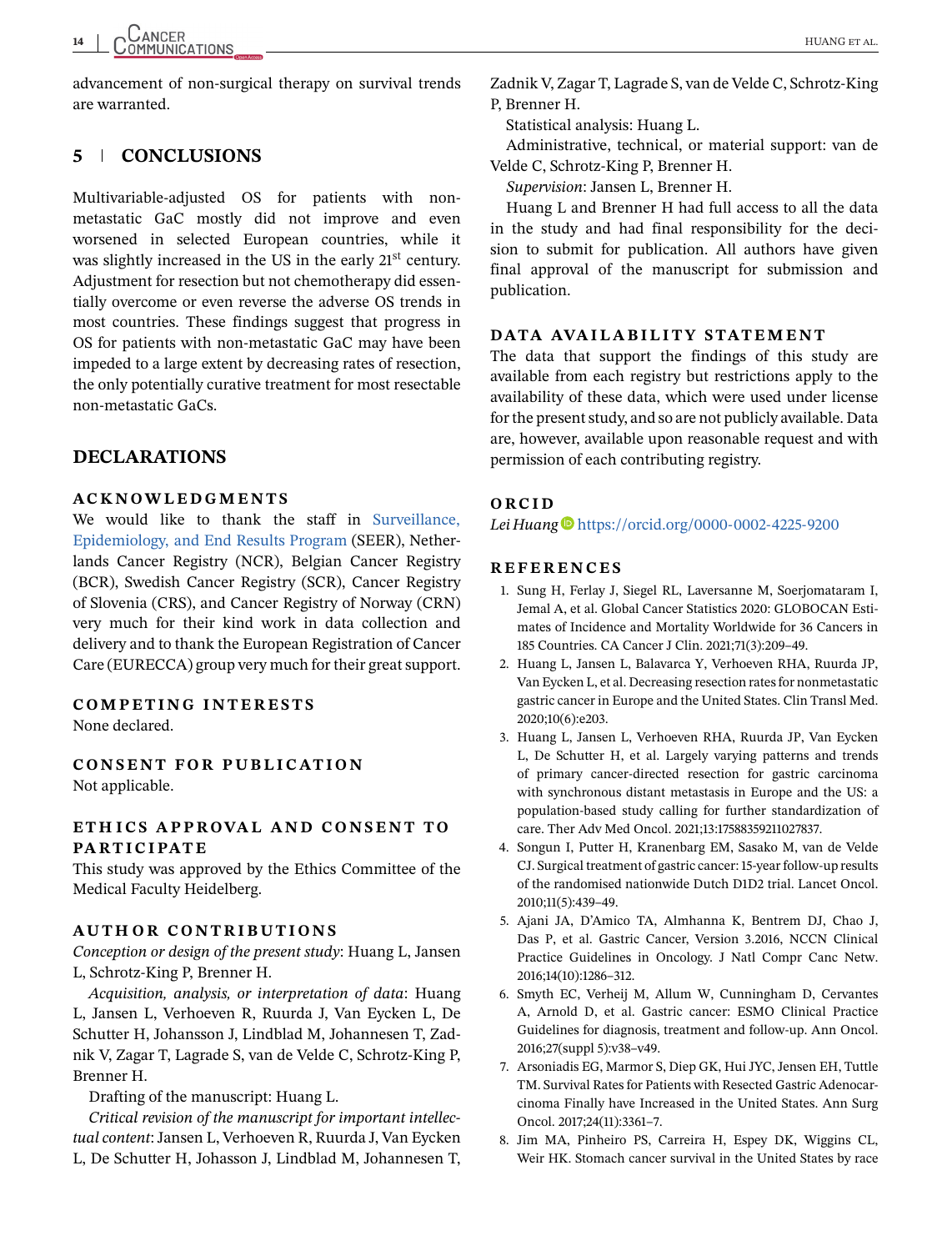advancement of non-surgical therapy on survival trends are warranted.

## 5 | CONCLUSIONS

Multivariable-adjusted OS for patients with non-metastatic GaC mostly did not improve and even worsened in selected European countries, while it was slightly increased in the US in the early 21$^{st}$ century. Adjustment for resection but not chemotherapy did essentially overcome or even reverse the adverse OS trends in most countries. These findings suggest that progress in OS for patients with non-metastatic GaC may have been impeded to a large extent by decreasing rates of resection, the only potentially curative treatment for most resectable non-metastatic GaCs.

## DECLARATIONS

### ACKNOWLEDGMENTS

We would like to thank the staff in Surveillance, Epidemiology, and End Results Program (SEER), Netherlands Cancer Registry (NCR), Belgian Cancer Registry (BCR), Swedish Cancer Registry (SCR), Cancer Registry of Slovenia (CRS), and Cancer Registry of Norway (CRN) very much for their kind work in data collection and delivery and to thank the European Registration of Cancer Care (EURECCA) group very much for their great support.

### COMPETING INTERESTS

None declared.

### CONSENT FOR PUBLICATION

Not applicable.

### ETHICS APPROVAL AND CONSENT TO PARTICIPATE

This study was approved by the Ethics Committee of the Medical Faculty Heidelberg.

### AUTHOR CONTRIBUTIONS

*Conception or design of the present study*: Huang L, Jansen L, Schrotz-King P, Brenner H.

*Acquisition, analysis, or interpretation of data*: Huang L, Jansen L, Verhoeven R, Ruurda J, Van Eycken L, De Schutter H, Johansson J, Lindblad M, Johannesen T, Zadnik V, Zagar T, Lagrade S, van de Velde C, Schrotz-King P, Brenner H.

Drafting of the manuscript: Huang L.

*Critical revision of the manuscript for important intellectual content*: Jansen L, Verhoeven R, Ruurda J, Van Eycken L, De Schutter H, Johasson J, Lindblad M, Johannesen T, Zadnik V, Zagar T, Lagrade S, van de Velde C, Schrotz-King P, Brenner H.

Statistical analysis: Huang L.

Administrative, technical, or material support: van de Velde C, Schrotz-King P, Brenner H.

*Supervision*: Jansen L, Brenner H.

Huang L and Brenner H had full access to all the data in the study and had final responsibility for the decision to submit for publication. All authors have given final approval of the manuscript for submission and publication.

### DATA AVAILABILITY STATEMENT

The data that support the findings of this study are available from each registry but restrictions apply to the availability of these data, which were used under license for the present study, and so are not publicly available. Data are, however, available upon reasonable request and with permission of each contributing registry.

### ORCID

*Lei Huang* https://orcid.org/0000-0002-4225-9200

### REFERENCES

1. Sung H, Ferlay J, Siegel RL, Laversanne M, Soerjomataram I, Jemal A, et al. Global Cancer Statistics 2020: GLOBOCAN Estimates of Incidence and Mortality Worldwide for 36 Cancers in 185 Countries. CA Cancer J Clin. 2021;71(3):209–49.
2. Huang L, Jansen L, Balavarca Y, Verhoeven RHA, Ruurda JP, Van Eycken L, et al. Decreasing resection rates for nonmetastatic gastric cancer in Europe and the United States. Clin Transl Med. 2020;10(6):e203.
3. Huang L, Jansen L, Verhoeven RHA, Ruurda JP, Van Eycken L, De Schutter H, et al. Largely varying patterns and trends of primary cancer-directed resection for gastric carcinoma with synchronous distant metastasis in Europe and the US: a population-based study calling for further standardization of care. Ther Adv Med Oncol. 2021;13:17588359211027837.
4. Songun I, Putter H, Kranenbarg EM, Sasako M, van de Velde CJ. Surgical treatment of gastric cancer: 15-year follow-up results of the randomised nationwide Dutch D1D2 trial. Lancet Oncol. 2010;11(5):439–49.
5. Ajani JA, D'Amico TA, Almhanna K, Bentrem DJ, Chao J, Das P, et al. Gastric Cancer, Version 3.2016, NCCN Clinical Practice Guidelines in Oncology. J Natl Compr Canc Netw. 2016;14(10):1286–312.
6. Smyth EC, Verheij M, Allum W, Cunningham D, Cervantes A, Arnold D, et al. Gastric cancer: ESMO Clinical Practice Guidelines for diagnosis, treatment and follow-up. Ann Oncol. 2016;27(suppl 5):v38–v49.
7. Arsoniadis EG, Marmor S, Diep GK, Hui JYC, Jensen EH, Tuttle TM. Survival Rates for Patients with Resected Gastric Adenocarcinoma Finally have Increased in the United States. Ann Surg Oncol. 2017;24(11):3361–7.
8. Jim MA, Pinheiro PS, Carreira H, Espey DK, Wiggins CL, Weir HK. Stomach cancer survival in the United States by race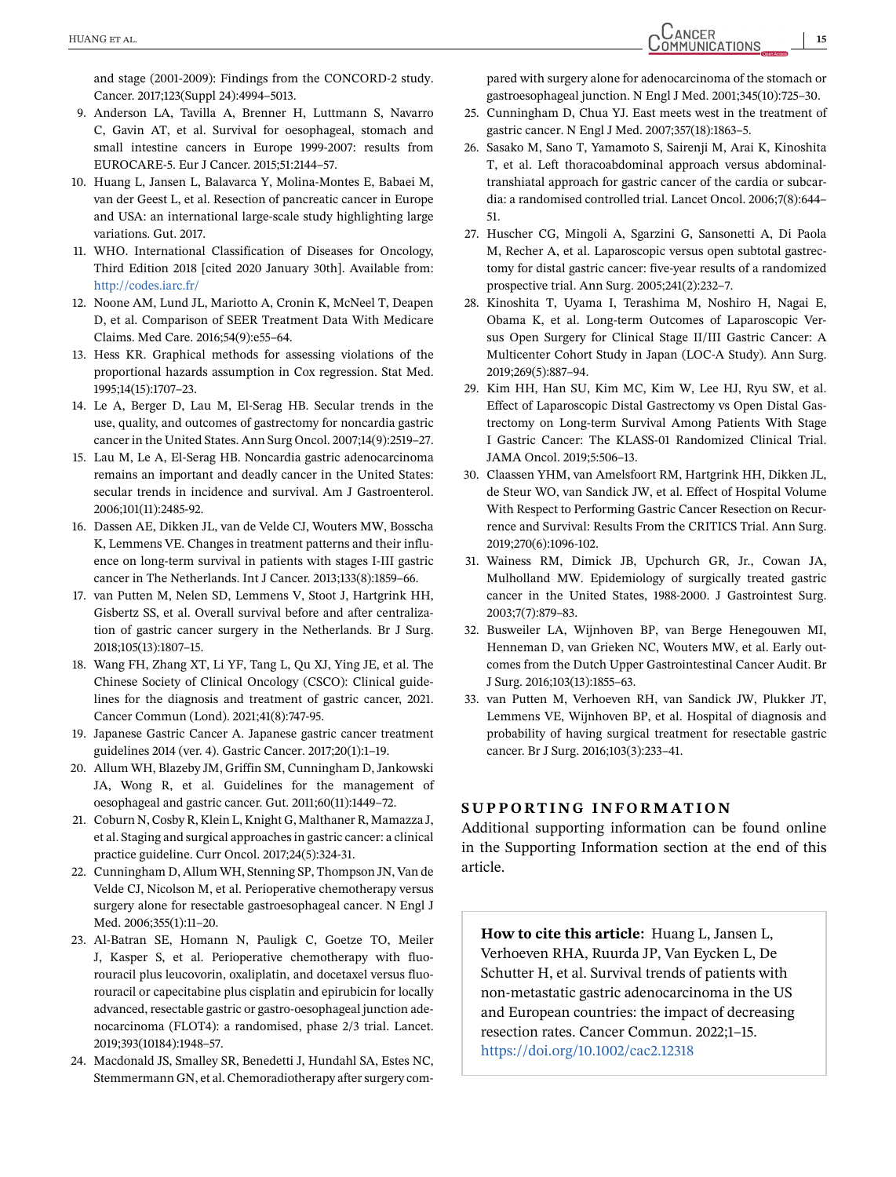and stage (2001-2009): Findings from the CONCORD-2 study. Cancer. 2017;123(Suppl 24):4994–5013.

9. Anderson LA, Tavilla A, Brenner H, Luttmann S, Navarro C, Gavin AT, et al. Survival for oesophageal, stomach and small intestine cancers in Europe 1999-2007: results from EUROCARE-5. Eur J Cancer. 2015;51:2144–57.
10. Huang L, Jansen L, Balavarca Y, Molina-Montes E, Babaei M, van der Geest L, et al. Resection of pancreatic cancer in Europe and USA: an international large-scale study highlighting large variations. Gut. 2017.
11. WHO. International Classification of Diseases for Oncology, Third Edition 2018 [cited 2020 January 30th]. Available from: http://codes.iarc.fr/
12. Noone AM, Lund JL, Mariotto A, Cronin K, McNeel T, Deapen D, et al. Comparison of SEER Treatment Data With Medicare Claims. Med Care. 2016;54(9):e55–64.
13. Hess KR. Graphical methods for assessing violations of the proportional hazards assumption in Cox regression. Stat Med. 1995;14(15):1707–23.
14. Le A, Berger D, Lau M, El-Serag HB. Secular trends in the use, quality, and outcomes of gastrectomy for noncardia gastric cancer in the United States. Ann Surg Oncol. 2007;14(9):2519–27.
15. Lau M, Le A, El-Serag HB. Noncardia gastric adenocarcinoma remains an important and deadly cancer in the United States: secular trends in incidence and survival. Am J Gastroenterol. 2006;101(11):2485-92.
16. Dassen AE, Dikken JL, van de Velde CJ, Wouters MW, Bosscha K, Lemmens VE. Changes in treatment patterns and their influence on long-term survival in patients with stages I-III gastric cancer in The Netherlands. Int J Cancer. 2013;133(8):1859–66.
17. van Putten M, Nelen SD, Lemmens V, Stoot J, Hartgrink HH, Gisbertz SS, et al. Overall survival before and after centralization of gastric cancer surgery in the Netherlands. Br J Surg. 2018;105(13):1807–15.
18. Wang FH, Zhang XT, Li YF, Tang L, Qu XJ, Ying JE, et al. The Chinese Society of Clinical Oncology (CSCO): Clinical guidelines for the diagnosis and treatment of gastric cancer, 2021. Cancer Commun (Lond). 2021;41(8):747-95.
19. Japanese Gastric Cancer A. Japanese gastric cancer treatment guidelines 2014 (ver. 4). Gastric Cancer. 2017;20(1):1–19.
20. Allum WH, Blazeby JM, Griffin SM, Cunningham D, Jankowski JA, Wong R, et al. Guidelines for the management of oesophageal and gastric cancer. Gut. 2011;60(11):1449–72.
21. Coburn N, Cosby R, Klein L, Knight G, Malthaner R, Mamazza J, et al. Staging and surgical approaches in gastric cancer: a clinical practice guideline. Curr Oncol. 2017;24(5):324-31.
22. Cunningham D, Allum WH, Stenning SP, Thompson JN, Van de Velde CJ, Nicolson M, et al. Perioperative chemotherapy versus surgery alone for resectable gastroesophageal cancer. N Engl J Med. 2006;355(1):11–20.
23. Al-Batran SE, Homann N, Pauligk C, Goetze TO, Meiler J, Kasper S, et al. Perioperative chemotherapy with fluorouracil plus leucovorin, oxaliplatin, and docetaxel versus fluorouracil or capecitabine plus cisplatin and epirubicin for locally advanced, resectable gastric or gastro-oesophageal junction adenocarcinoma (FLOT4): a randomised, phase 2/3 trial. Lancet. 2019;393(10184):1948–57.
24. Macdonald JS, Smalley SR, Benedetti J, Hundahl SA, Estes NC, Stemmermann GN, et al. Chemoradiotherapy after surgery compared with surgery alone for adenocarcinoma of the stomach or gastroesophageal junction. N Engl J Med. 2001;345(10):725–30.
25. Cunningham D, Chua YJ. East meets west in the treatment of gastric cancer. N Engl J Med. 2007;357(18):1863–5.
26. Sasako M, Sano T, Yamamoto S, Sairenji M, Arai K, Kinoshita T, et al. Left thoracoabdominal approach versus abdominal-transhiatal approach for gastric cancer of the cardia or subcardia: a randomised controlled trial. Lancet Oncol. 2006;7(8):644–51.
27. Huscher CG, Mingoli A, Sgarzini G, Sansonetti A, Di Paola M, Recher A, et al. Laparoscopic versus open subtotal gastrectomy for distal gastric cancer: five-year results of a randomized prospective trial. Ann Surg. 2005;241(2):232–7.
28. Kinoshita T, Uyama I, Terashima M, Noshiro H, Nagai E, Obama K, et al. Long-term Outcomes of Laparoscopic Versus Open Surgery for Clinical Stage II/III Gastric Cancer: A Multicenter Cohort Study in Japan (LOC-A Study). Ann Surg. 2019;269(5):887–94.
29. Kim HH, Han SU, Kim MC, Kim W, Lee HJ, Ryu SW, et al. Effect of Laparoscopic Distal Gastrectomy vs Open Distal Gastrectomy on Long-term Survival Among Patients With Stage I Gastric Cancer: The KLASS-01 Randomized Clinical Trial. JAMA Oncol. 2019;5:506–13.
30. Claassen YHM, van Amelsfoort RM, Hartgrink HH, Dikken JL, de Steur WO, van Sandick JW, et al. Effect of Hospital Volume With Respect to Performing Gastric Cancer Resection on Recurrence and Survival: Results From the CRITICS Trial. Ann Surg. 2019;270(6):1096-102.
31. Wainess RM, Dimick JB, Upchurch GR, Jr., Cowan JA, Mulholland MW. Epidemiology of surgically treated gastric cancer in the United States, 1988-2000. J Gastrointest Surg. 2003;7(7):879–83.
32. Busweiler LA, Wijnhoven BP, van Berge Henegouwen MI, Henneman D, van Grieken NC, Wouters MW, et al. Early outcomes from the Dutch Upper Gastrointestinal Cancer Audit. Br J Surg. 2016;103(13):1855–63.
33. van Putten M, Verhoeven RH, van Sandick JW, Plukker JT, Lemmens VE, Wijnhoven BP, et al. Hospital of diagnosis and probability of having surgical treatment for resectable gastric cancer. Br J Surg. 2016;103(3):233–41.

## SUPPORTING INFORMATION

Additional supporting information can be found online in the Supporting Information section at the end of this article.

**How to cite this article:** Huang L, Jansen L, Verhoeven RHA, Ruurda JP, Van Eycken L, De Schutter H, et al. Survival trends of patients with non-metastatic gastric adenocarcinoma in the US and European countries: the impact of decreasing resection rates. Cancer Commun. 2022;1–15. https://doi.org/10.1002/cac2.12318